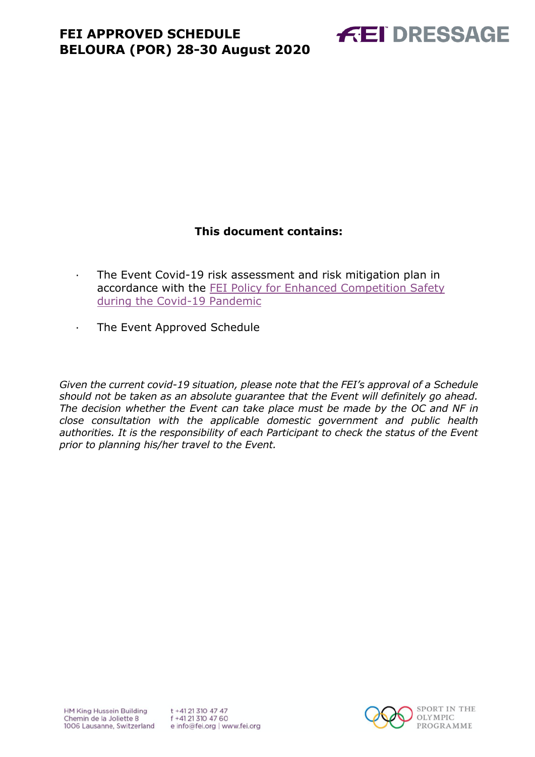# FEI APPROVED SCHEDULE
# BELOURA (POR) 28-30 August 2020

FEI DRESSAGE

**This document contains:**

- The Event Covid-19 risk assessment and risk mitigation plan in accordance with the FEI Policy for Enhanced Competition Safety during the Covid-19 Pandemic
- The Event Approved Schedule

*Given the current covid-19 situation, please note that the FEI's approval of a Schedule should not be taken as an absolute guarantee that the Event will definitely go ahead. The decision whether the Event can take place must be made by the OC and NF in close consultation with the applicable domestic government and public health authorities. It is the responsibility of each Participant to check the status of the Event prior to planning his/her travel to the Event.*

HM King Hussein Building
Chemin de la Joliette 8
1006 Lausanne, Switzerland

t +41 21 310 47 47
f +41 21 310 47 60
e info@fei.org | www.fei.org

SPORT IN THE OLYMPIC PROGRAMME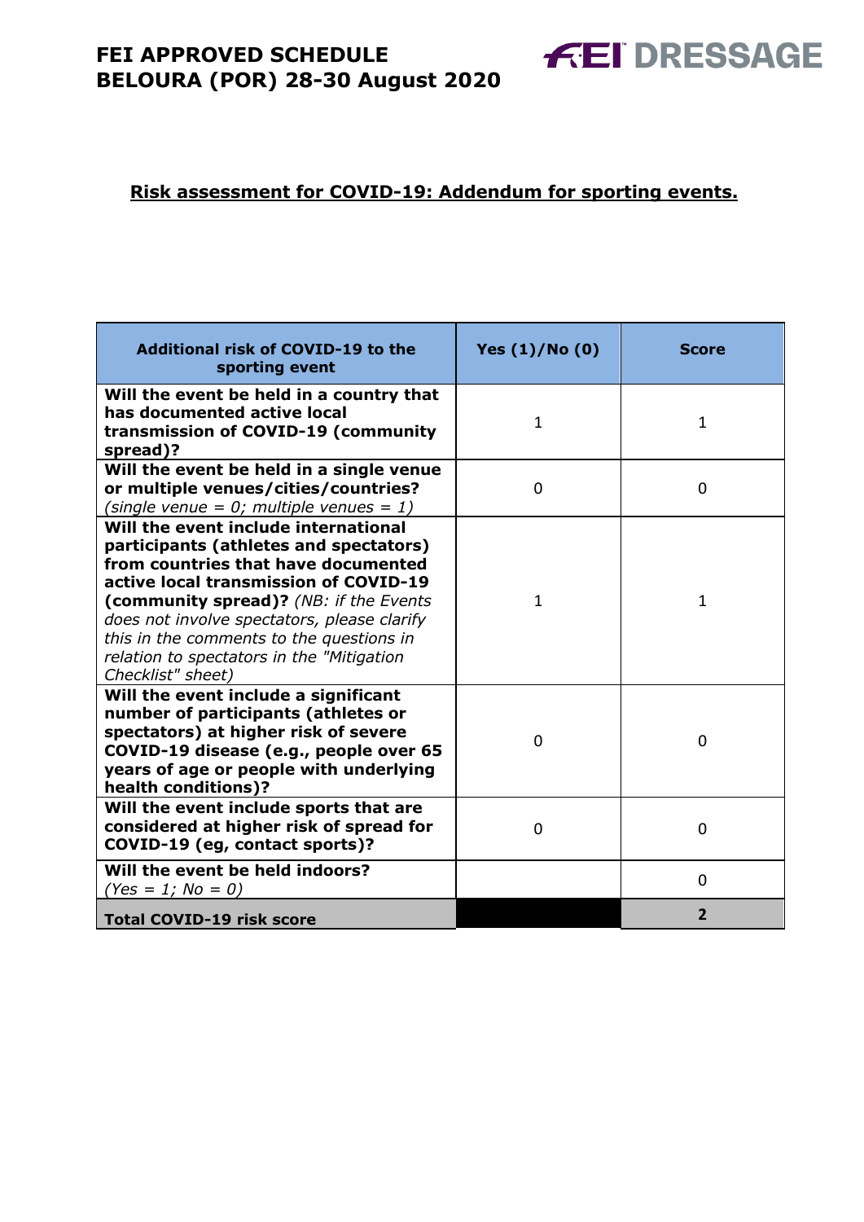## Risk assessment for COVID-19: Addendum for sporting events.

| Additional risk of COVID-19 to the sporting event | Yes (1)/No (0) | Score |
|---|---|---|
| **Will the event be held in a country that has documented active local transmission of COVID-19 (community spread)?** | 1 | 1 |
| **Will the event be held in a single venue or multiple venues/cities/countries?** *(single venue = 0; multiple venues = 1)* | 0 | 0 |
| **Will the event include international participants (athletes and spectators) from countries that have documented active local transmission of COVID-19 (community spread)?** *(NB: if the Events does not involve spectators, please clarify this in the comments to the questions in relation to spectators in the "Mitigation Checklist" sheet)* | 1 | 1 |
| **Will the event include a significant number of participants (athletes or spectators) at higher risk of severe COVID-19 disease (e.g., people over 65 years of age or people with underlying health conditions)?** | 0 | 0 |
| **Will the event include sports that are considered at higher risk of spread for COVID-19 (eg, contact sports)?** | 0 | 0 |
| **Will the event be held indoors?** *(Yes = 1; No = 0)* | | 0 |
| **Total COVID-19 risk score** | | **2** |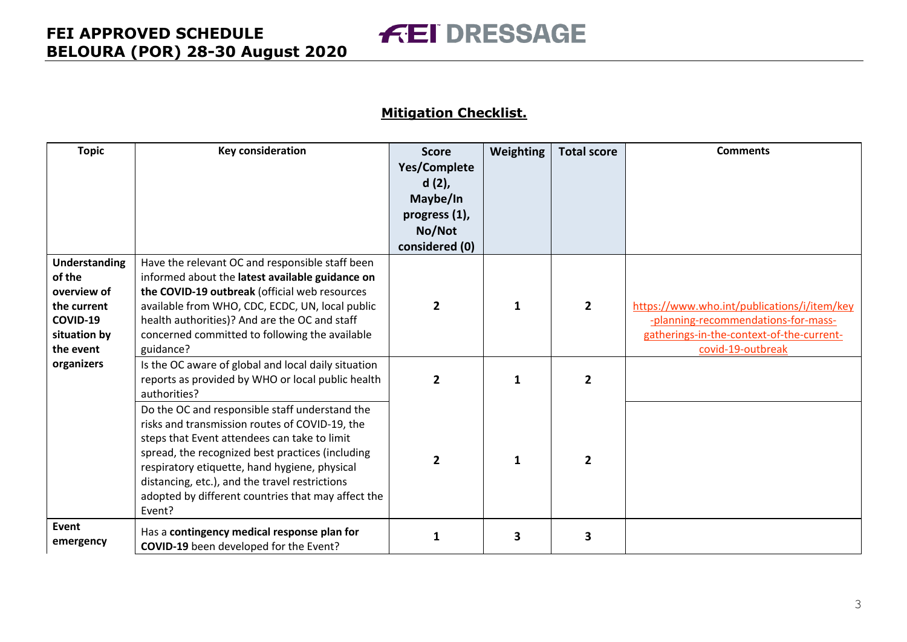## Mitigation Checklist.

| Topic | Key consideration | Score Yes/Completed (2), Maybe/In progress (1), No/Not considered (0) | Weighting | Total score | Comments |
|---|---|---|---|---|---|
| **Understanding of the overview of the current COVID-19 situation by the event organizers** | Have the relevant OC and responsible staff been informed about the **latest available guidance on the COVID-19 outbreak** (official web resources available from WHO, CDC, ECDC, UN, local public health authorities)? And are the OC and staff concerned committed to following the available guidance? | **2** | **1** | **2** | https://www.who.int/publications/i/item/key-planning-recommendations-for-mass-gatherings-in-the-context-of-the-current-covid-19-outbreak |
| | Is the OC aware of global and local daily situation reports as provided by WHO or local public health authorities? | **2** | **1** | **2** | |
| | Do the OC and responsible staff understand the risks and transmission routes of COVID-19, the steps that Event attendees can take to limit spread, the recognized best practices (including respiratory etiquette, hand hygiene, physical distancing, etc.), and the travel restrictions adopted by different countries that may affect the Event? | **2** | **1** | **2** | |
| **Event emergency** | Has a **contingency medical response plan for COVID-19** been developed for the Event? | **1** | **3** | **3** | |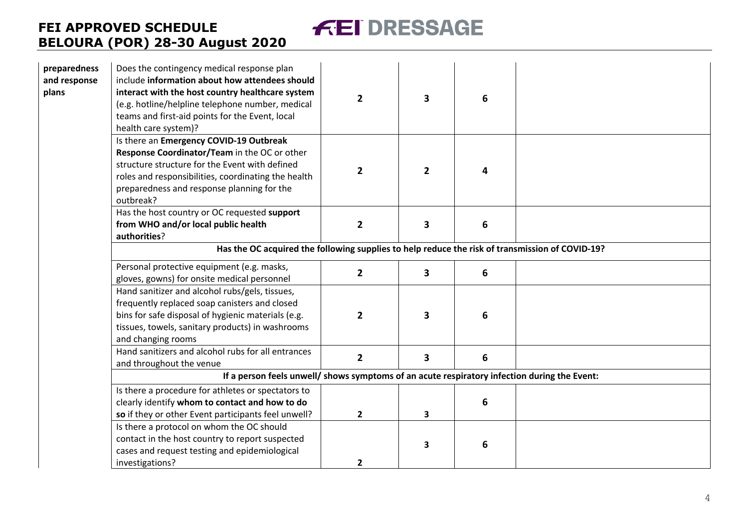| | | | | | |
|---|---|---|---|---|---|
| **preparedness and response plans** | Does the contingency medical response plan include **information about how attendees should interact with the host country healthcare system** (e.g. hotline/helpline telephone number, medical teams and first-aid points for the Event, local health care system)? | **2** | **3** | **6** | |
| | Is there an **Emergency COVID-19 Outbreak Response Coordinator/Team** in the OC or other structure structure for the Event with defined roles and responsibilities, coordinating the health preparedness and response planning for the outbreak? | **2** | **2** | **4** | |
| | Has the host country or OC requested **support from WHO and/or local public health authorities**? | **2** | **3** | **6** | |
| | **Has the OC acquired the following supplies to help reduce the risk of transmission of COVID-19?** | | | | |
| | Personal protective equipment (e.g. masks, gloves, gowns) for onsite medical personnel | **2** | **3** | **6** | |
| | Hand sanitizer and alcohol rubs/gels, tissues, frequently replaced soap canisters and closed bins for safe disposal of hygienic materials (e.g. tissues, towels, sanitary products) in washrooms and changing rooms | **2** | **3** | **6** | |
| | Hand sanitizers and alcohol rubs for all entrances and throughout the venue | **2** | **3** | **6** | |
| | **If a person feels unwell/ shows symptoms of an acute respiratory infection during the Event:** | | | | |
| | Is there a procedure for athletes or spectators to clearly identify **whom to contact and how to do so** if they or other Event participants feel unwell? | **2** | **3** | **6** | |
| | Is there a protocol on whom the OC should contact in the host country to report suspected cases and request testing and epidemiological investigations? | **2** | **3** | **6** | |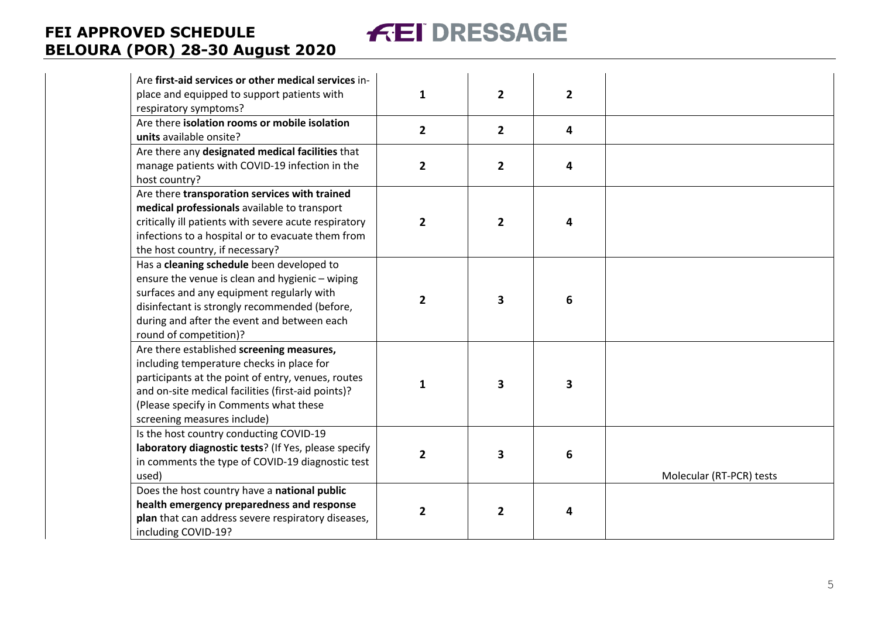| | | | | |
|---|---|---|---|---|
| Are **first-aid services or other medical services** in-place and equipped to support patients with respiratory symptoms? | **1** | **2** | **2** | |
| Are there **isolation rooms or mobile isolation units** available onsite? | **2** | **2** | **4** | |
| Are there any **designated medical facilities** that manage patients with COVID-19 infection in the host country? | **2** | **2** | **4** | |
| Are there **transporation services with trained medical professionals** available to transport critically ill patients with severe acute respiratory infections to a hospital or to evacuate them from the host country, if necessary? | **2** | **2** | **4** | |
| Has a **cleaning schedule** been developed to ensure the venue is clean and hygienic – wiping surfaces and any equipment regularly with disinfectant is strongly recommended (before, during and after the event and between each round of competition)? | **2** | **3** | **6** | |
| Are there established **screening measures,** including temperature checks in place for participants at the point of entry, venues, routes and on-site medical facilities (first-aid points)? (Please specify in Comments what these screening measures include) | **1** | **3** | **3** | |
| Is the host country conducting COVID-19 **laboratory diagnostic tests**? (If Yes, please specify in comments the type of COVID-19 diagnostic test used) | **2** | **3** | **6** | Molecular (RT-PCR) tests |
| Does the host country have a **national public health emergency preparedness and response plan** that can address severe respiratory diseases, including COVID-19? | **2** | **2** | **4** | |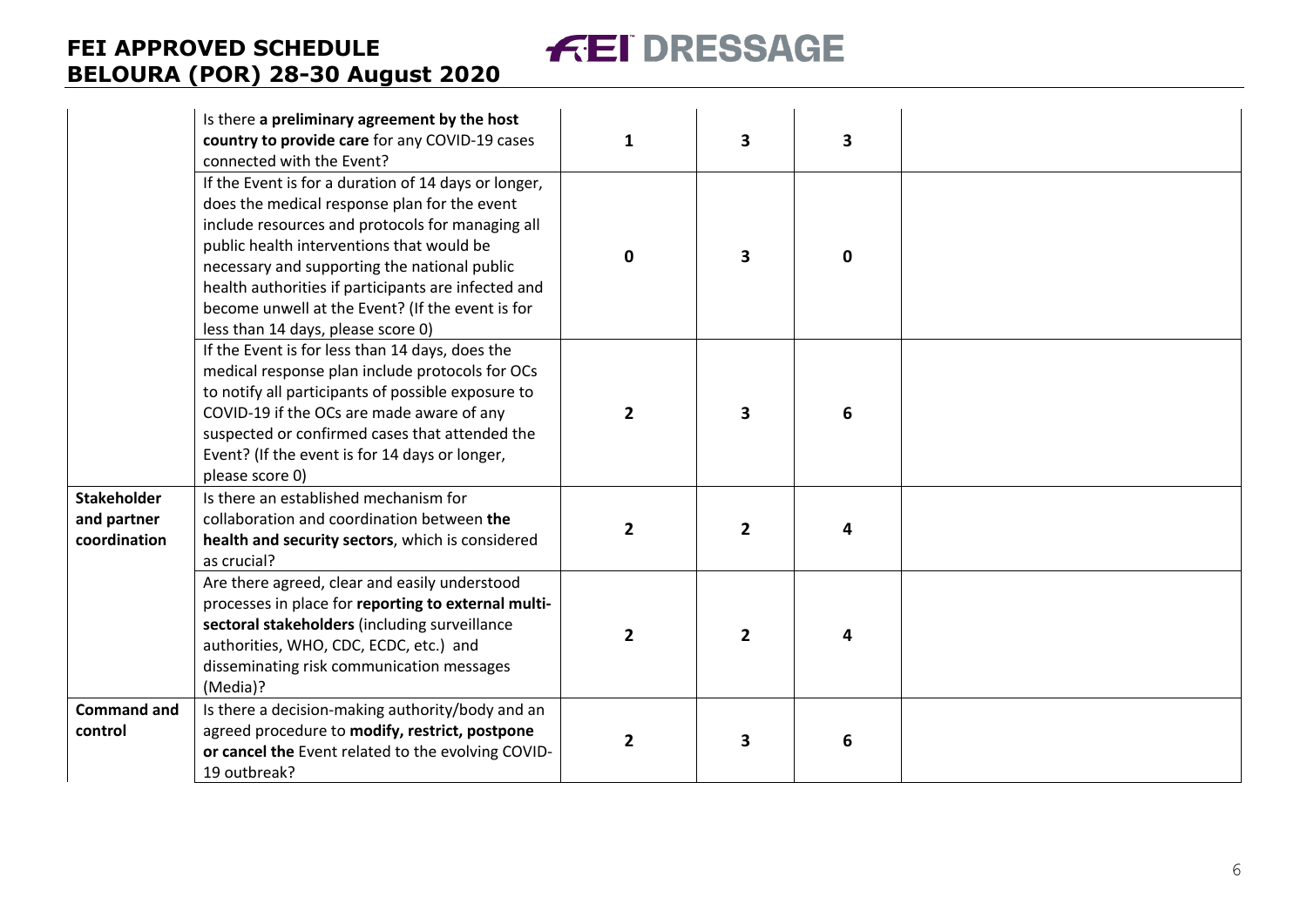| | | | | | |
|---|---|---|---|---|---|
| | Is there **a preliminary agreement by the host country to provide care** for any COVID-19 cases connected with the Event? | 1 | 3 | 3 | |
| | If the Event is for a duration of 14 days or longer, does the medical response plan for the event include resources and protocols for managing all public health interventions that would be necessary and supporting the national public health authorities if participants are infected and become unwell at the Event? (If the event is for less than 14 days, please score 0) | 0 | 3 | 0 | |
| | If the Event is for less than 14 days, does the medical response plan include protocols for OCs to notify all participants of possible exposure to COVID-19 if the OCs are made aware of any suspected or confirmed cases that attended the Event? (If the event is for 14 days or longer, please score 0) | 2 | 3 | 6 | |
| **Stakeholder and partner coordination** | Is there an established mechanism for collaboration and coordination between **the health and security sectors**, which is considered as crucial? | 2 | 2 | 4 | |
| | Are there agreed, clear and easily understood processes in place for **reporting to external multi-sectoral stakeholders** (including surveillance authorities, WHO, CDC, ECDC, etc.) and disseminating risk communication messages (Media)? | 2 | 2 | 4 | |
| **Command and control** | Is there a decision-making authority/body and an agreed procedure to **modify, restrict, postpone or cancel the** Event related to the evolving COVID-19 outbreak? | 2 | 3 | 6 | |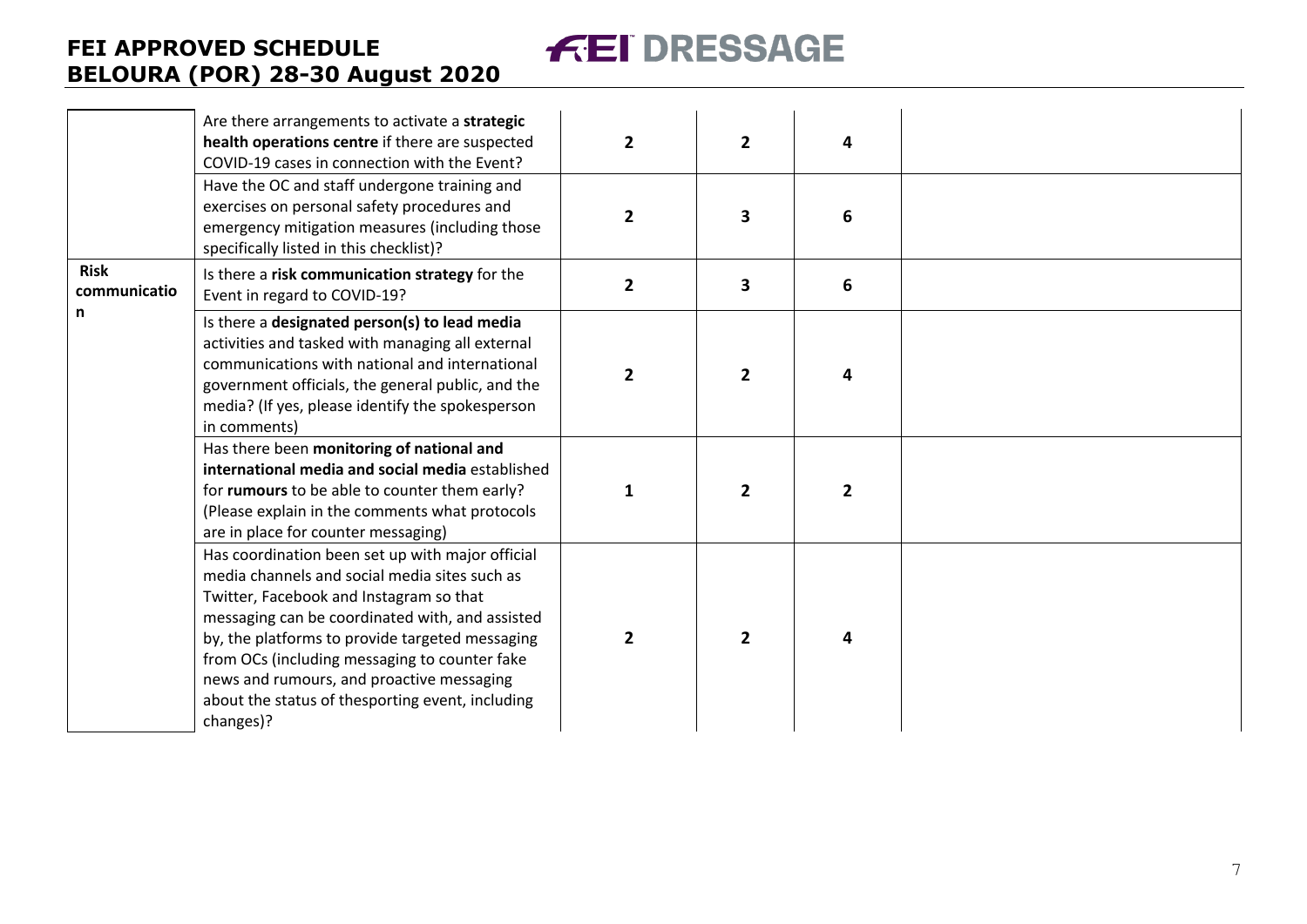| | | | | | |
|---|---|---|---|---|---|
| | Are there arrangements to activate a **strategic health operations centre** if there are suspected COVID-19 cases in connection with the Event? | 2 | 2 | 4 | |
| | Have the OC and staff undergone training and exercises on personal safety procedures and emergency mitigation measures (including those specifically listed in this checklist)? | 2 | 3 | 6 | |
| **Risk communication** | Is there a **risk communication strategy** for the Event in regard to COVID-19? | 2 | 3 | 6 | |
| | Is there a **designated person(s) to lead media** activities and tasked with managing all external communications with national and international government officials, the general public, and the media? (If yes, please identify the spokesperson in comments) | 2 | 2 | 4 | |
| | Has there been **monitoring of national and international media and social media** established for **rumours** to be able to counter them early? (Please explain in the comments what protocols are in place for counter messaging) | 1 | 2 | 2 | |
| | Has coordination been set up with major official media channels and social media sites such as Twitter, Facebook and Instagram so that messaging can be coordinated with, and assisted by, the platforms to provide targeted messaging from OCs (including messaging to counter fake news and rumours, and proactive messaging about the status of thesporting event, including changes)? | 2 | 2 | 4 | |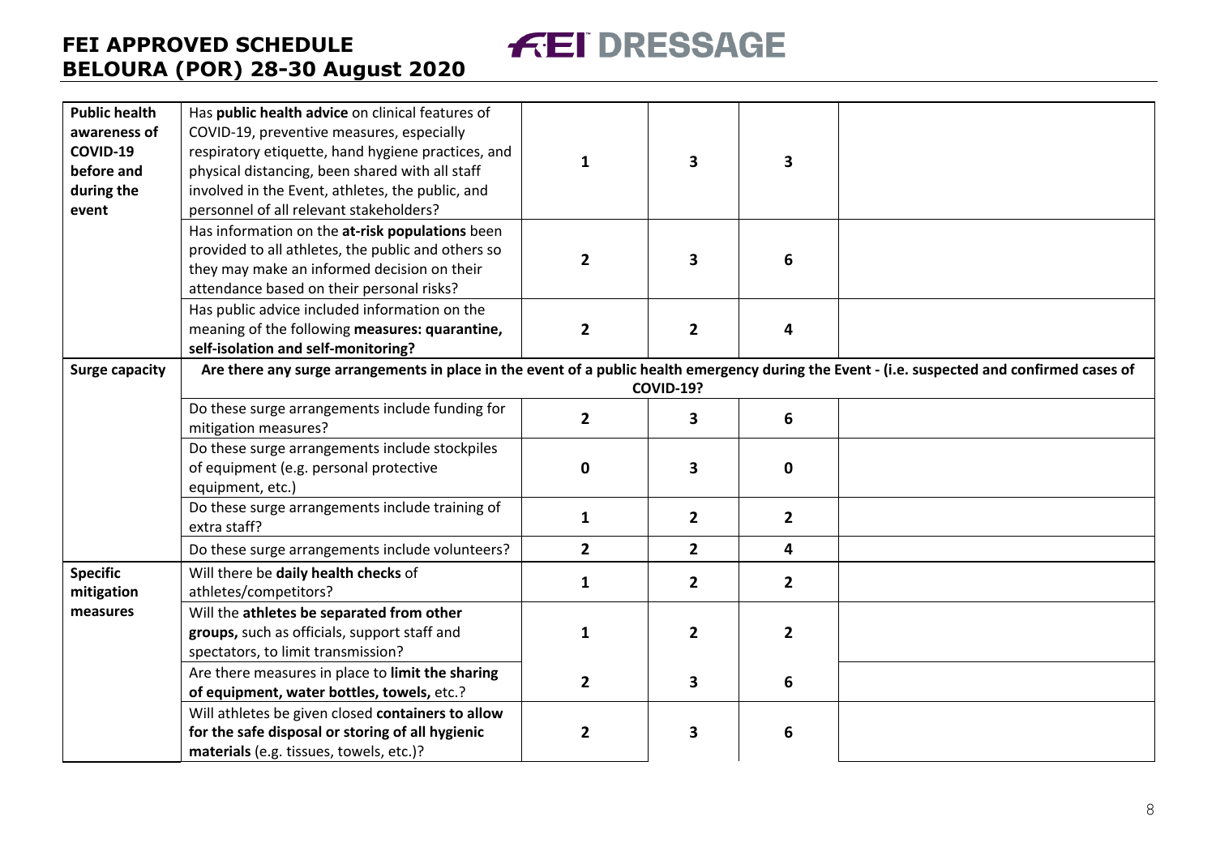| | | | | | |
|---|---|---|---|---|---|
| **Public health awareness of COVID-19 before and during the event** | Has **public health advice** on clinical features of COVID-19, preventive measures, especially respiratory etiquette, hand hygiene practices, and physical distancing, been shared with all staff involved in the Event, athletes, the public, and personnel of all relevant stakeholders? | **1** | **3** | **3** | |
| | Has information on the **at-risk populations** been provided to all athletes, the public and others so they may make an informed decision on their attendance based on their personal risks? | **2** | **3** | **6** | |
| | Has public advice included information on the meaning of the following **measures: quarantine, self-isolation and self-monitoring?** | **2** | **2** | **4** | |
| **Surge capacity** | **Are there any surge arrangements in place in the event of a public health emergency during the Event - (i.e. suspected and confirmed cases of COVID-19?** | | | | |
| | Do these surge arrangements include funding for mitigation measures? | **2** | **3** | **6** | |
| | Do these surge arrangements include stockpiles of equipment (e.g. personal protective equipment, etc.) | **0** | **3** | **0** | |
| | Do these surge arrangements include training of extra staff? | **1** | **2** | **2** | |
| | Do these surge arrangements include volunteers? | **2** | **2** | **4** | |
| **Specific mitigation measures** | Will there be **daily health checks** of athletes/competitors? | **1** | **2** | **2** | |
| | Will the **athletes be separated from other groups,** such as officials, support staff and spectators, to limit transmission? | **1** | **2** | **2** | |
| | Are there measures in place to **limit the sharing of equipment, water bottles, towels,** etc.? | **2** | **3** | **6** | |
| | Will athletes be given closed **containers to allow for the safe disposal or storing of all hygienic materials** (e.g. tissues, towels, etc.)? | **2** | **3** | **6** | |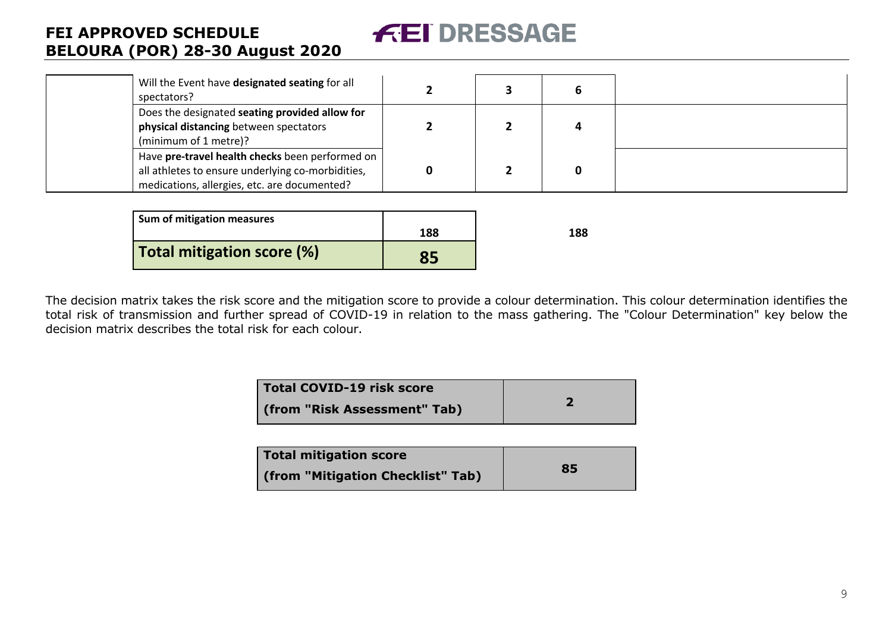| | | | | | |
|---|---|---|---|---|---|
| | Will the Event have **designated seating** for all spectators? | **2** | **3** | **6** | |
| | Does the designated **seating provided allow for physical distancing** between spectators (minimum of 1 metre)? | **2** | **2** | **4** | |
| | Have **pre-travel health checks** been performed on all athletes to ensure underlying co-morbidities, medications, allergies, etc. are documented? | **0** | **2** | **0** | |

| | | | |
|---|---|---|---|
| **Sum of mitigation measures** | **188** | | **188** |
| **Total mitigation score (%)** | **85** | | |

The decision matrix takes the risk score and the mitigation score to provide a colour determination. This colour determination identifies the total risk of transmission and further spread of COVID-19 in relation to the mass gathering. The "Colour Determination" key below the decision matrix describes the total risk for each colour.

| | |
|---|---|
| **Total COVID-19 risk score (from "Risk Assessment" Tab)** | **2** |

| | |
|---|---|
| **Total mitigation score (from "Mitigation Checklist" Tab)** | **85** |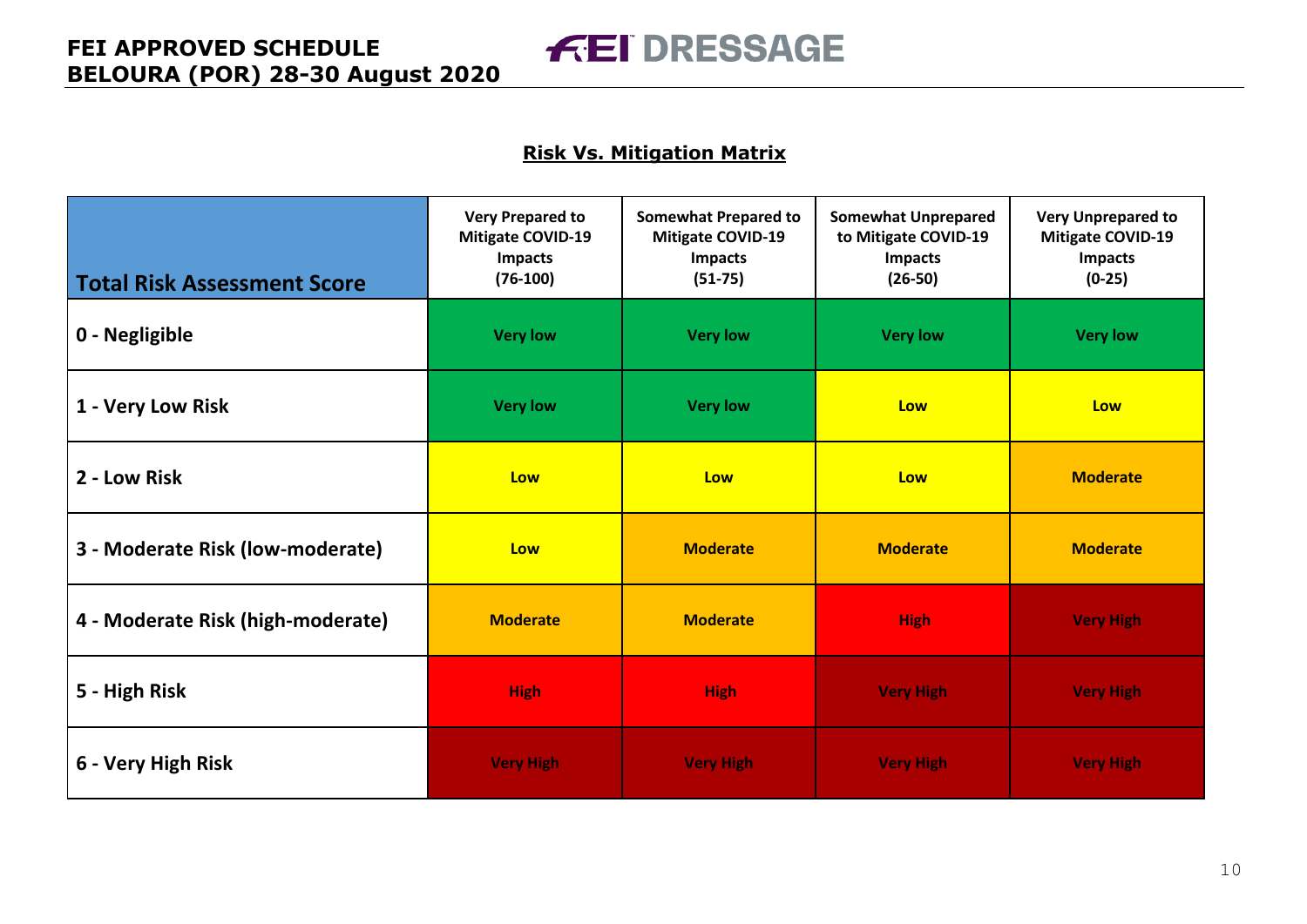## Risk Vs. Mitigation Matrix

| Total Risk Assessment Score | Very Prepared to Mitigate COVID-19 Impacts (76-100) | Somewhat Prepared to Mitigate COVID-19 Impacts (51-75) | Somewhat Unprepared to Mitigate COVID-19 Impacts (26-50) | Very Unprepared to Mitigate COVID-19 Impacts (0-25) |
| --- | --- | --- | --- | --- |
| 0 - Negligible | Very low | Very low | Very low | Very low |
| 1 - Very Low Risk | Very low | Very low | Low | Low |
| 2 - Low Risk | Low | Low | Low | Moderate |
| 3 - Moderate Risk (low-moderate) | Low | Moderate | Moderate | Moderate |
| 4 - Moderate Risk (high-moderate) | Moderate | Moderate | High | Very High |
| 5 - High Risk | High | High | Very High | Very High |
| 6 - Very High Risk | Very High | Very High | Very High | Very High |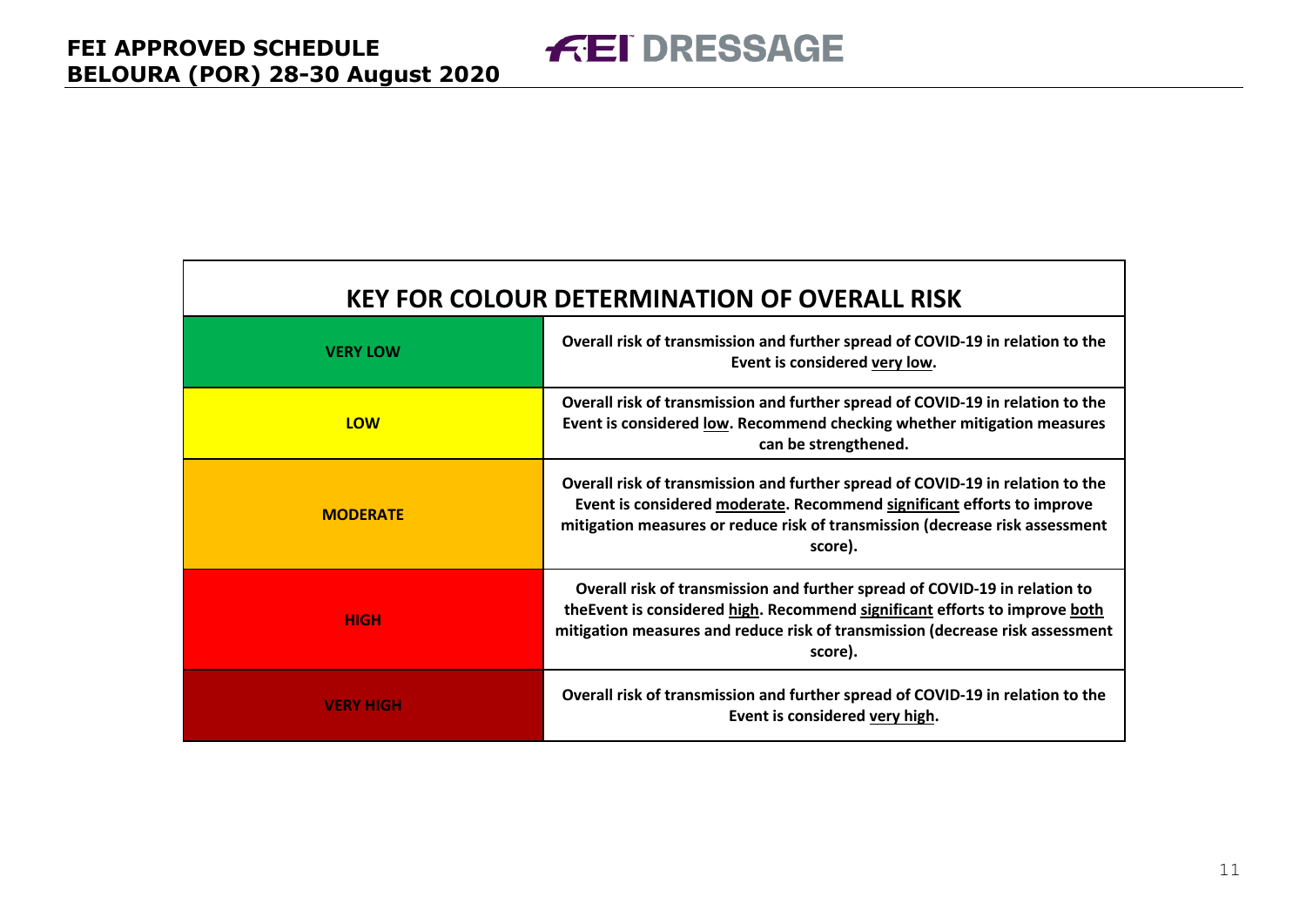| KEY FOR COLOUR DETERMINATION OF OVERALL RISK | |
|---|---|
| **VERY LOW** | **Overall risk of transmission and further spread of COVID-19 in relation to the Event is considered very low.** |
| **LOW** | **Overall risk of transmission and further spread of COVID-19 in relation to the Event is considered low. Recommend checking whether mitigation measures can be strengthened.** |
| **MODERATE** | **Overall risk of transmission and further spread of COVID-19 in relation to the Event is considered moderate. Recommend significant efforts to improve mitigation measures or reduce risk of transmission (decrease risk assessment score).** |
| **HIGH** | **Overall risk of transmission and further spread of COVID-19 in relation to theEvent is considered high. Recommend significant efforts to improve both mitigation measures and reduce risk of transmission (decrease risk assessment score).** |
| **VERY HIGH** | **Overall risk of transmission and further spread of COVID-19 in relation to the Event is considered very high.** |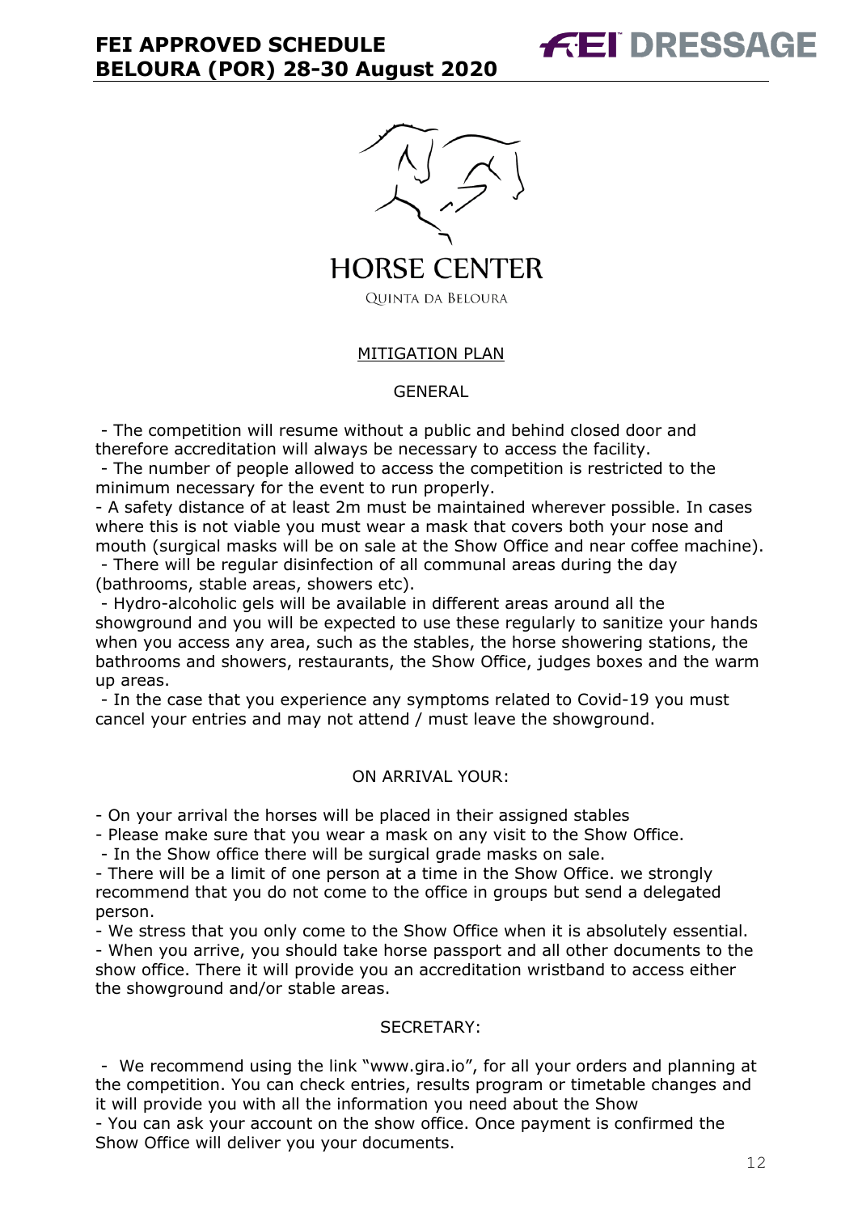HORSE CENTER

QUINTA DA BELOURA

## MITIGATION PLAN

### GENERAL

- The competition will resume without a public and behind closed door and therefore accreditation will always be necessary to access the facility.
- The number of people allowed to access the competition is restricted to the minimum necessary for the event to run properly.
- A safety distance of at least 2m must be maintained wherever possible. In cases where this is not viable you must wear a mask that covers both your nose and mouth (surgical masks will be on sale at the Show Office and near coffee machine).
- There will be regular disinfection of all communal areas during the day (bathrooms, stable areas, showers etc).
- Hydro-alcoholic gels will be available in different areas around all the showground and you will be expected to use these regularly to sanitize your hands when you access any area, such as the stables, the horse showering stations, the bathrooms and showers, restaurants, the Show Office, judges boxes and the warm up areas.
- In the case that you experience any symptoms related to Covid-19 you must cancel your entries and may not attend / must leave the showground.

### ON ARRIVAL YOUR:

- On your arrival the horses will be placed in their assigned stables
- Please make sure that you wear a mask on any visit to the Show Office.
- In the Show office there will be surgical grade masks on sale.
- There will be a limit of one person at a time in the Show Office. we strongly recommend that you do not come to the office in groups but send a delegated person.
- We stress that you only come to the Show Office when it is absolutely essential.
- When you arrive, you should take horse passport and all other documents to the show office. There it will provide you an accreditation wristband to access either the showground and/or stable areas.

### SECRETARY:

- We recommend using the link "www.gira.io", for all your orders and planning at the competition. You can check entries, results program or timetable changes and it will provide you with all the information you need about the Show
- You can ask your account on the show office. Once payment is confirmed the Show Office will deliver you your documents.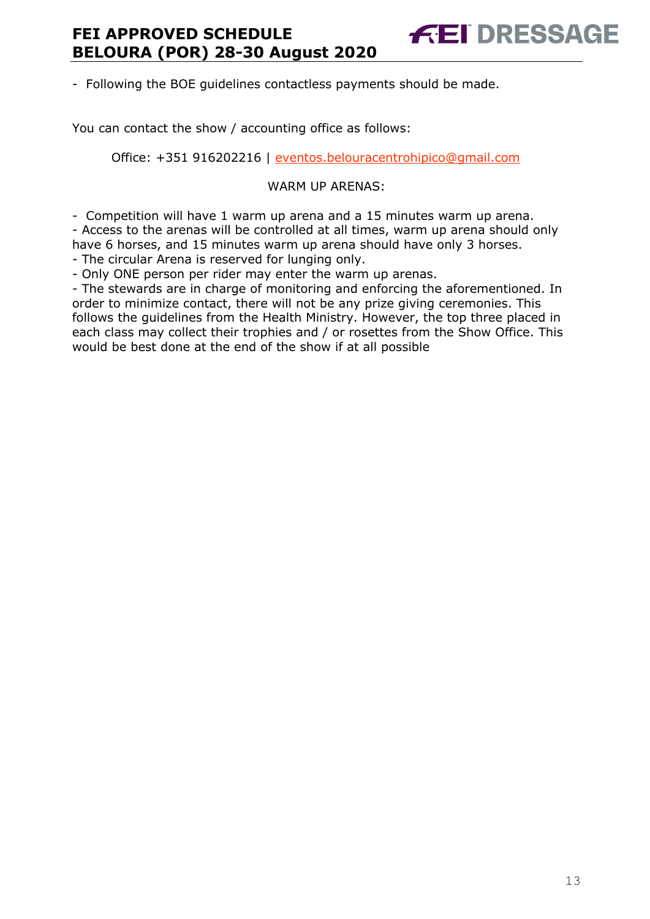- Following the BOE guidelines contactless payments should be made.

You can contact the show / accounting office as follows:

Office: +351 916202216 | eventos.belouracentrohipico@gmail.com

WARM UP ARENAS:

- Competition will have 1 warm up arena and a 15 minutes warm up arena.
- Access to the arenas will be controlled at all times, warm up arena should only have 6 horses, and 15 minutes warm up arena should have only 3 horses.
- The circular Arena is reserved for lunging only.
- Only ONE person per rider may enter the warm up arenas.
- The stewards are in charge of monitoring and enforcing the aforementioned. In order to minimize contact, there will not be any prize giving ceremonies. This follows the guidelines from the Health Ministry. However, the top three placed in each class may collect their trophies and / or rosettes from the Show Office. This would be best done at the end of the show if at all possible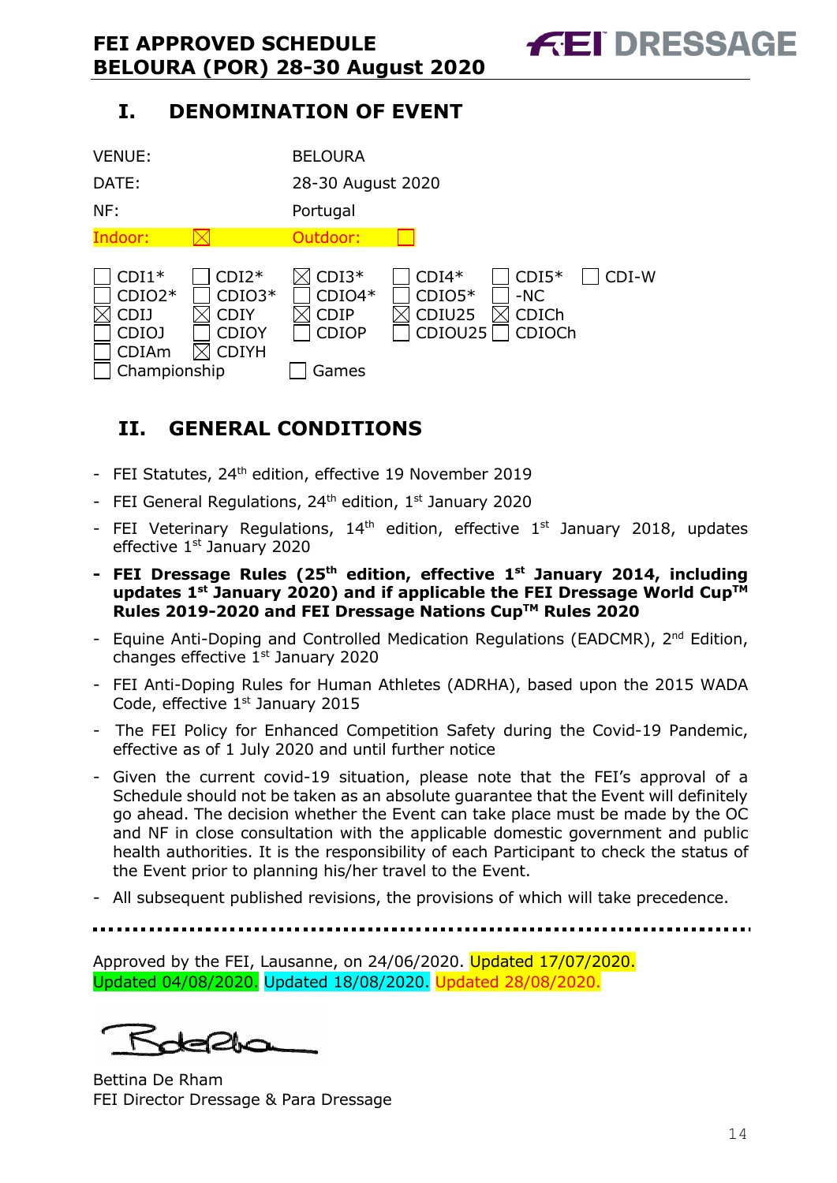## I. DENOMINATION OF EVENT

| | |
|---|---|
| VENUE: | BELOURA |
| DATE: | 28-30 August 2020 |
| NF: | Portugal |
| Indoor: ☒ | Outdoor: ☐ |

| | | | | | |
|---|---|---|---|---|---|
| ☐ CDI1* | ☐ CDI2* | ☒ CDI3* | ☐ CDI4* | ☐ CDI5* | ☐ CDI-W |
| ☐ CDIO2* | ☐ CDIO3* | ☐ CDIO4* | ☐ CDIO5* | ☐ -NC | |
| ☒ CDIJ | ☒ CDIY | ☒ CDIP | ☒ CDIU25 | ☒ CDICh | |
| ☐ CDIOJ | ☐ CDIOY | ☐ CDIOP | ☐ CDIOU25 | ☐ CDIOCh | |
| ☐ CDIAm | ☒ CDIYH | | | | |
| ☐ Championship | | ☐ Games | | | |

## II. GENERAL CONDITIONS

- FEI Statutes, 24th edition, effective 19 November 2019
- FEI General Regulations, 24th edition, 1st January 2020
- FEI Veterinary Regulations, 14th edition, effective 1st January 2018, updates effective 1st January 2020
- **FEI Dressage Rules (25th edition, effective 1st January 2014, including updates 1st January 2020) and if applicable the FEI Dressage World Cup™ Rules 2019-2020 and FEI Dressage Nations Cup™ Rules 2020**
- Equine Anti-Doping and Controlled Medication Regulations (EADCMR), 2nd Edition, changes effective 1st January 2020
- FEI Anti-Doping Rules for Human Athletes (ADRHA), based upon the 2015 WADA Code, effective 1st January 2015
- The FEI Policy for Enhanced Competition Safety during the Covid-19 Pandemic, effective as of 1 July 2020 and until further notice
- Given the current covid-19 situation, please note that the FEI's approval of a Schedule should not be taken as an absolute guarantee that the Event will definitely go ahead. The decision whether the Event can take place must be made by the OC and NF in close consultation with the applicable domestic government and public health authorities. It is the responsibility of each Participant to check the status of the Event prior to planning his/her travel to the Event.
- All subsequent published revisions, the provisions of which will take precedence.

---

Approved by the FEI, Lausanne, on 24/06/2020. Updated 17/07/2020. Updated 04/08/2020. Updated 18/08/2020. Updated 28/08/2020.

Bettina De Rham
FEI Director Dressage & Para Dressage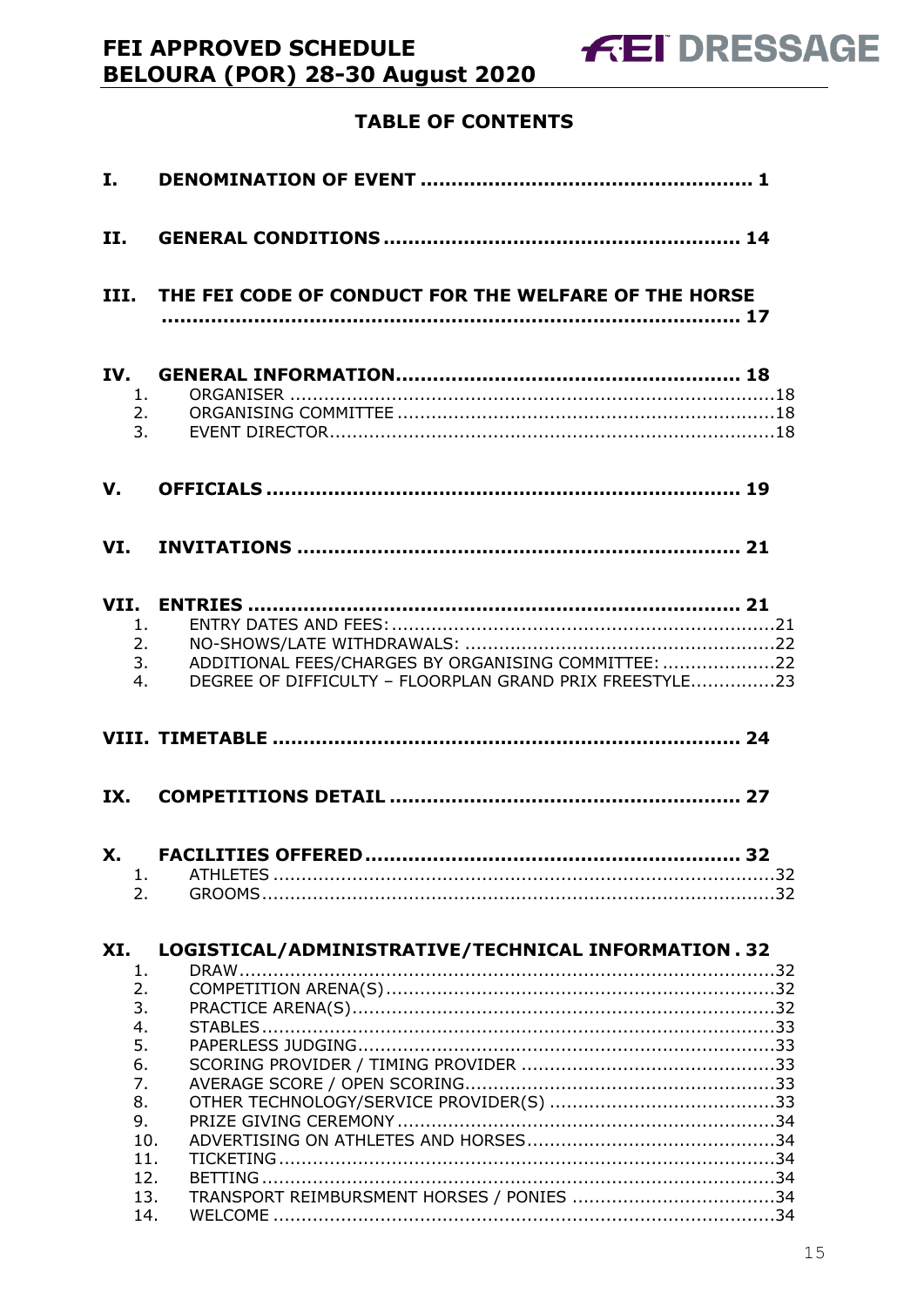# TABLE OF CONTENTS

**I. DENOMINATION OF EVENT ...................................................... 1**

**II. GENERAL CONDITIONS ......................................................... 14**

**III. THE FEI CODE OF CONDUCT FOR THE WELFARE OF THE HORSE ........................................................................................ 17**

**IV. GENERAL INFORMATION ....................................................... 18**

1. ORGANISER ......................................................................................18
2. ORGANISING COMMITTEE ...................................................................18
3. EVENT DIRECTOR ...............................................................................18

**V. OFFICIALS ............................................................................ 19**

**VI. INVITATIONS ....................................................................... 21**

**VII. ENTRIES ............................................................................. 21**

1. ENTRY DATES AND FEES: ....................................................................21
2. NO-SHOWS/LATE WITHDRAWALS: .......................................................22
3. ADDITIONAL FEES/CHARGES BY ORGANISING COMMITTEE: ....................22
4. DEGREE OF DIFFICULTY – FLOORPLAN GRAND PRIX FREESTYLE...............23

**VIII. TIMETABLE ......................................................................... 24**

**IX. COMPETITIONS DETAIL ........................................................ 27**

**X. FACILITIES OFFERED ............................................................ 32**

1. ATHLETES ..........................................................................................32
2. GROOMS ............................................................................................32

**XI. LOGISTICAL/ADMINISTRATIVE/TECHNICAL INFORMATION . 32**

1. DRAW ................................................................................................32
2. COMPETITION ARENA(S) .....................................................................32
3. PRACTICE ARENA(S) ...........................................................................32
4. STABLES ............................................................................................33
5. PAPERLESS JUDGING ..........................................................................33
6. SCORING PROVIDER / TIMING PROVIDER .............................................33
7. AVERAGE SCORE / OPEN SCORING .......................................................33
8. OTHER TECHNOLOGY/SERVICE PROVIDER(S) ........................................33
9. PRIZE GIVING CEREMONY ...................................................................34
10. ADVERTISING ON ATHLETES AND HORSES ............................................34
11. TICKETING .........................................................................................34
12. BETTING ............................................................................................34
13. TRANSPORT REIMBURSMENT HORSES / PONIES ....................................34
14. WELCOME ..........................................................................................34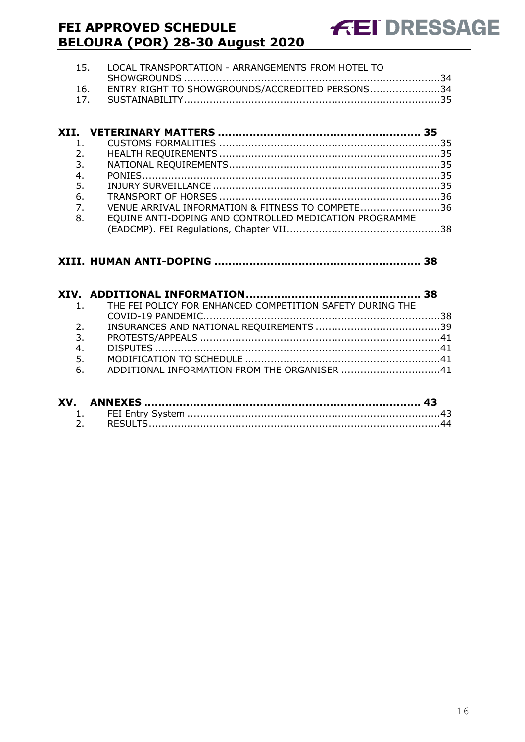15. LOCAL TRANSPORTATION - ARRANGEMENTS FROM HOTEL TO SHOWGROUNDS ....34
16. ENTRY RIGHT TO SHOWGROUNDS/ACCREDITED PERSONS....34
17. SUSTAINABILITY....35

**XII. VETERINARY MATTERS .... 35**

1. CUSTOMS FORMALITIES ....35
2. HEALTH REQUIREMENTS ....35
3. NATIONAL REQUIREMENTS....35
4. PONIES....35
5. INJURY SURVEILLANCE ....35
6. TRANSPORT OF HORSES ....36
7. VENUE ARRIVAL INFORMATION & FITNESS TO COMPETE....36
8. EQUINE ANTI-DOPING AND CONTROLLED MEDICATION PROGRAMME (EADCMP). FEI Regulations, Chapter VII....38

**XIII. HUMAN ANTI-DOPING .... 38**

**XIV. ADDITIONAL INFORMATION.... 38**

1. THE FEI POLICY FOR ENHANCED COMPETITION SAFETY DURING THE COVID-19 PANDEMIC....38
2. INSURANCES AND NATIONAL REQUIREMENTS ....39
3. PROTESTS/APPEALS ....41
4. DISPUTES ....41
5. MODIFICATION TO SCHEDULE ....41
6. ADDITIONAL INFORMATION FROM THE ORGANISER ....41

**XV. ANNEXES .... 43**

1. FEI Entry System ....43
2. RESULTS....44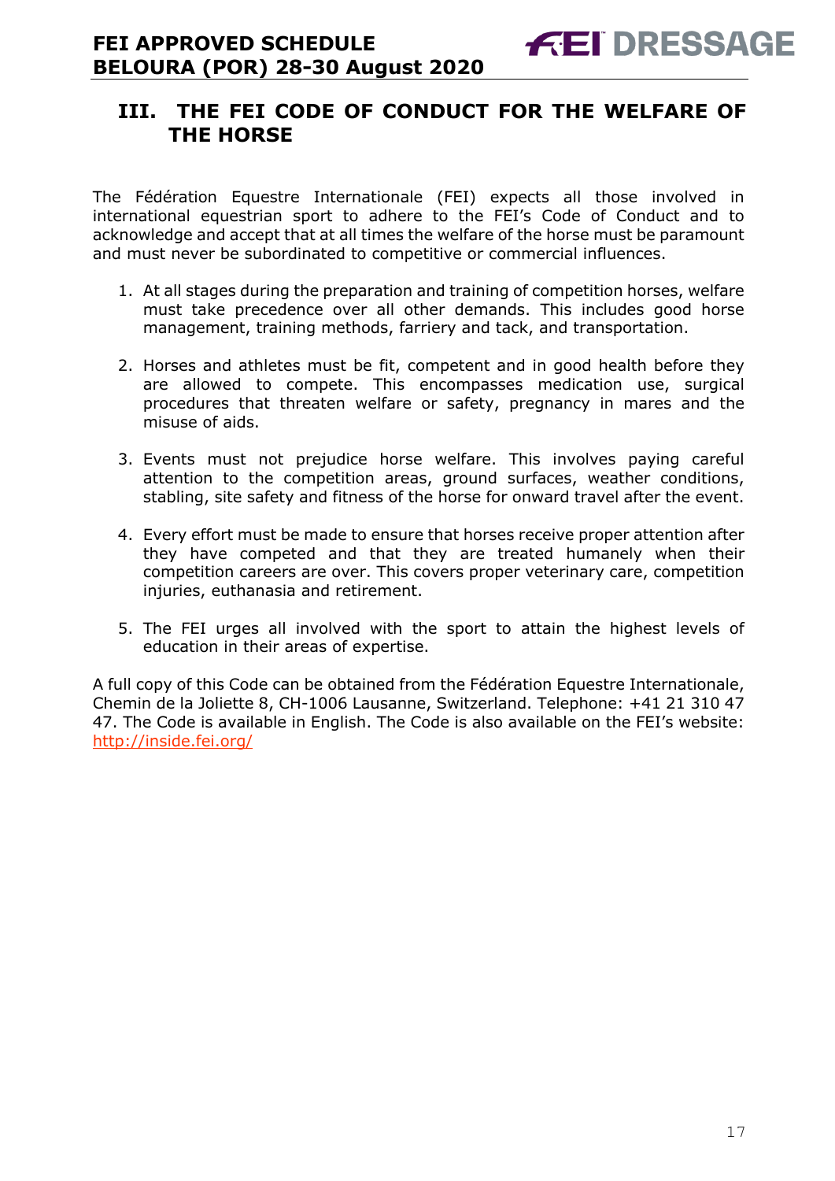## III. THE FEI CODE OF CONDUCT FOR THE WELFARE OF THE HORSE

The Fédération Equestre Internationale (FEI) expects all those involved in international equestrian sport to adhere to the FEI's Code of Conduct and to acknowledge and accept that at all times the welfare of the horse must be paramount and must never be subordinated to competitive or commercial influences.

1. At all stages during the preparation and training of competition horses, welfare must take precedence over all other demands. This includes good horse management, training methods, farriery and tack, and transportation.

2. Horses and athletes must be fit, competent and in good health before they are allowed to compete. This encompasses medication use, surgical procedures that threaten welfare or safety, pregnancy in mares and the misuse of aids.

3. Events must not prejudice horse welfare. This involves paying careful attention to the competition areas, ground surfaces, weather conditions, stabling, site safety and fitness of the horse for onward travel after the event.

4. Every effort must be made to ensure that horses receive proper attention after they have competed and that they are treated humanely when their competition careers are over. This covers proper veterinary care, competition injuries, euthanasia and retirement.

5. The FEI urges all involved with the sport to attain the highest levels of education in their areas of expertise.

A full copy of this Code can be obtained from the Fédération Equestre Internationale, Chemin de la Joliette 8, CH-1006 Lausanne, Switzerland. Telephone: +41 21 310 47 47. The Code is available in English. The Code is also available on the FEI's website: http://inside.fei.org/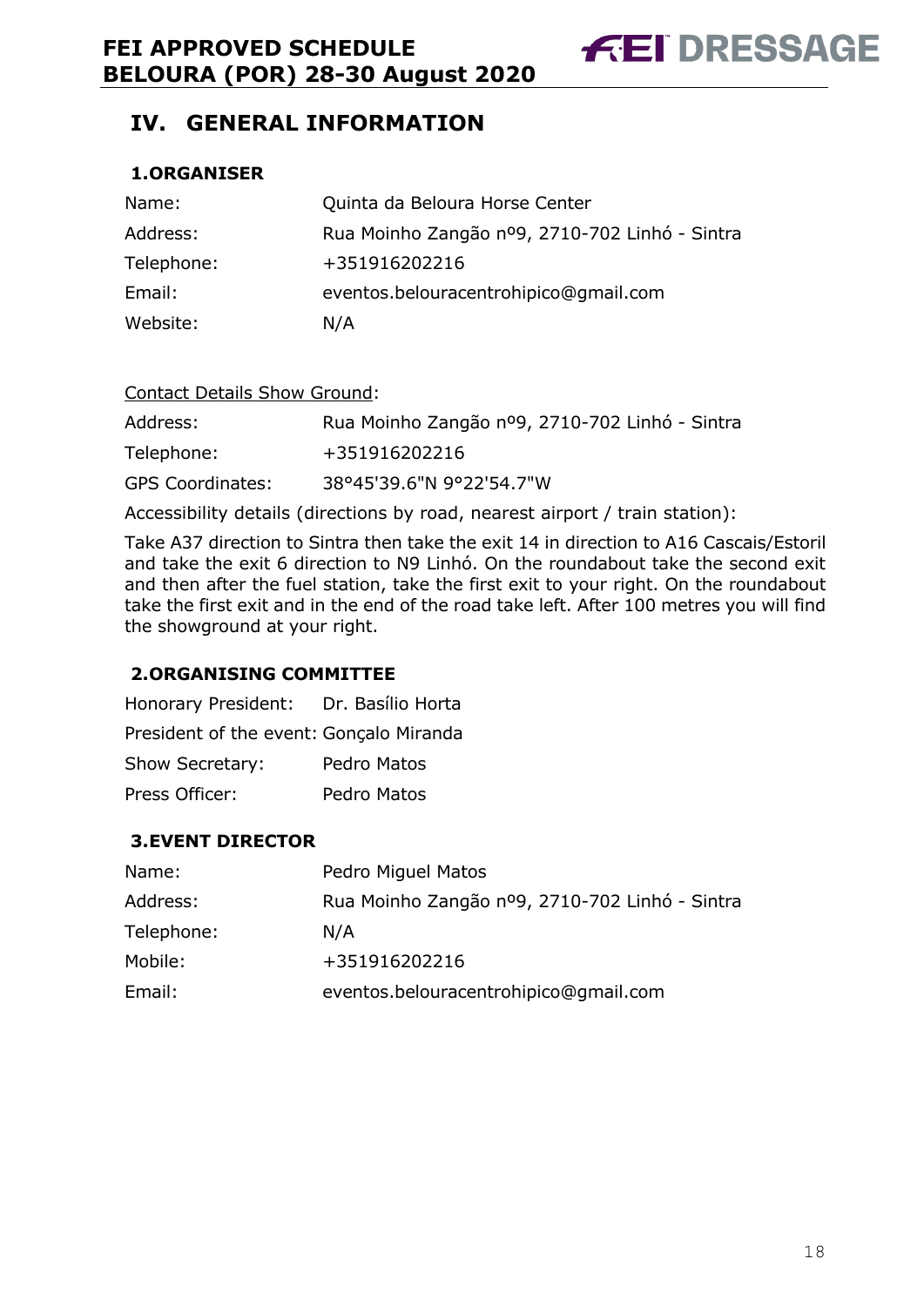# IV. GENERAL INFORMATION

## 1.ORGANISER

| | |
|---|---|
| Name: | Quinta da Beloura Horse Center |
| Address: | Rua Moinho Zangão nº9, 2710-702 Linhó - Sintra |
| Telephone: | +351916202216 |
| Email: | eventos.belouracentrohipico@gmail.com |
| Website: | N/A |

Contact Details Show Ground:

| | |
|---|---|
| Address: | Rua Moinho Zangão nº9, 2710-702 Linhó - Sintra |
| Telephone: | +351916202216 |
| GPS Coordinates: | 38°45'39.6"N 9°22'54.7"W |

Accessibility details (directions by road, nearest airport / train station):

Take A37 direction to Sintra then take the exit 14 in direction to A16 Cascais/Estoril and take the exit 6 direction to N9 Linhó. On the roundabout take the second exit and then after the fuel station, take the first exit to your right. On the roundabout take the first exit and in the end of the road take left. After 100 metres you will find the showground at your right.

## 2.ORGANISING COMMITTEE

| | |
|---|---|
| Honorary President: | Dr. Basílio Horta |
| President of the event: | Gonçalo Miranda |
| Show Secretary: | Pedro Matos |
| Press Officer: | Pedro Matos |

## 3.EVENT DIRECTOR

| | |
|---|---|
| Name: | Pedro Miguel Matos |
| Address: | Rua Moinho Zangão nº9, 2710-702 Linhó - Sintra |
| Telephone: | N/A |
| Mobile: | +351916202216 |
| Email: | eventos.belouracentrohipico@gmail.com |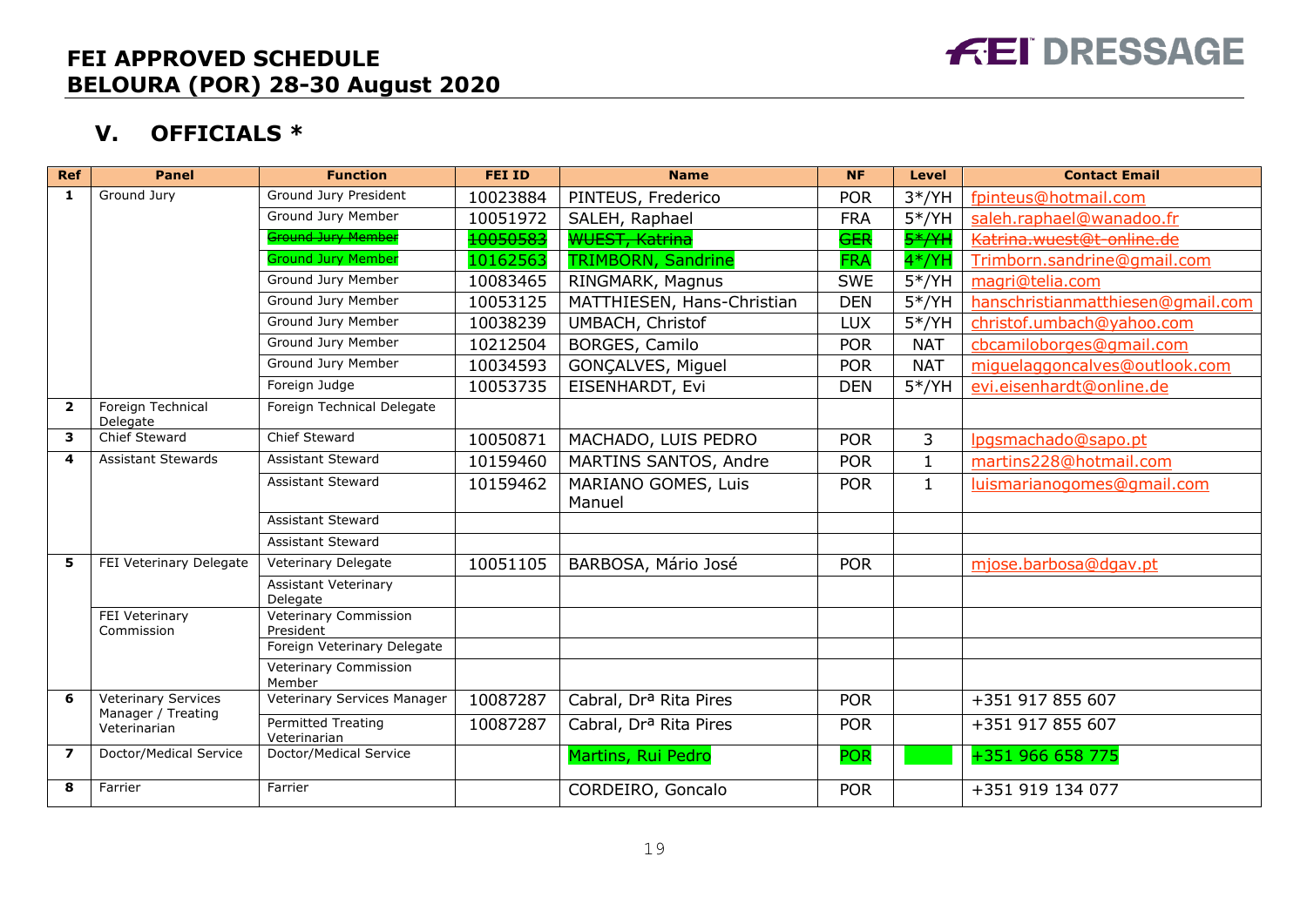## V. OFFICIALS *

| Ref | Panel | Function | FEI ID | Name | NF | Level | Contact Email |
|---|---|---|---|---|---|---|---|
| 1 | Ground Jury | Ground Jury President | 10023884 | PINTEUS, Frederico | POR | 3*/YH | fpinteus@hotmail.com |
| | | Ground Jury Member | 10051972 | SALEH, Raphael | FRA | 5*/YH | saleh.raphael@wanadoo.fr |
| | | ~~Ground Jury Member~~ | ~~10050583~~ | ~~WUEST, Katrina~~ | ~~GER~~ | ~~5*/YH~~ | ~~Katrina.wuest@t-online.de~~ |
| | | Ground Jury Member | 10162563 | TRIMBORN, Sandrine | FRA | 4*/YH | Trimborn.sandrine@gmail.com |
| | | Ground Jury Member | 10083465 | RINGMARK, Magnus | SWE | 5*/YH | magri@telia.com |
| | | Ground Jury Member | 10053125 | MATTHIESEN, Hans-Christian | DEN | 5*/YH | hanschristianmatthiesen@gmail.com |
| | | Ground Jury Member | 10038239 | UMBACH, Christof | LUX | 5*/YH | christof.umbach@yahoo.com |
| | | Ground Jury Member | 10212504 | BORGES, Camilo | POR | NAT | cbcamiloborges@gmail.com |
| | | Ground Jury Member | 10034593 | GONÇALVES, Miguel | POR | NAT | miguelaggoncalves@outlook.com |
| | | Foreign Judge | 10053735 | EISENHARDT, Evi | DEN | 5*/YH | evi.eisenhardt@online.de |
| 2 | Foreign Technical Delegate | Foreign Technical Delegate | | | | | |
| 3 | Chief Steward | Chief Steward | 10050871 | MACHADO, LUIS PEDRO | POR | 3 | lpgsmachado@sapo.pt |
| 4 | Assistant Stewards | Assistant Steward | 10159460 | MARTINS SANTOS, Andre | POR | 1 | martins228@hotmail.com |
| | | Assistant Steward | 10159462 | MARIANO GOMES, Luis Manuel | POR | 1 | luismarianogomes@gmail.com |
| | | Assistant Steward | | | | | |
| | | Assistant Steward | | | | | |
| 5 | FEI Veterinary Delegate | Veterinary Delegate | 10051105 | BARBOSA, Mário José | POR | | mjose.barbosa@dgav.pt |
| | | Assistant Veterinary Delegate | | | | | |
| | FEI Veterinary Commission | Veterinary Commission President | | | | | |
| | | Foreign Veterinary Delegate | | | | | |
| | | Veterinary Commission Member | | | | | |
| 6 | Veterinary Services Manager / Treating Veterinarian | Veterinary Services Manager | 10087287 | Cabral, Drª Rita Pires | POR | | +351 917 855 607 |
| | | Permitted Treating Veterinarian | 10087287 | Cabral, Drª Rita Pires | POR | | +351 917 855 607 |
| 7 | Doctor/Medical Service | Doctor/Medical Service | | Martins, Rui Pedro | POR | | +351 966 658 775 |
| 8 | Farrier | Farrier | | CORDEIRO, Goncalo | POR | | +351 919 134 077 |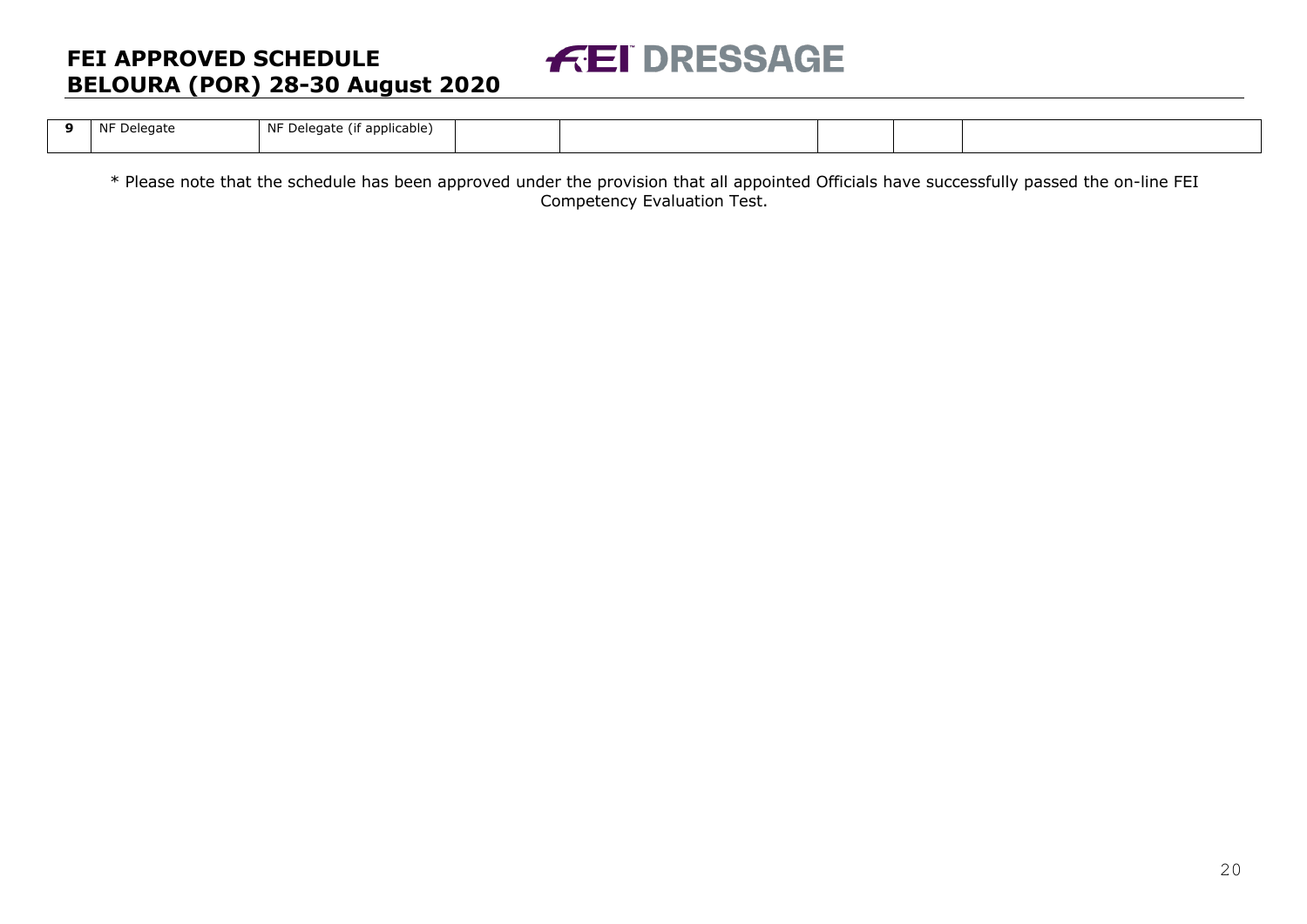| | | | | | | | |
|---|---|---|---|---|---|---|---|
| **9** | NF Delegate | NF Delegate (if applicable) | | | | | |

\* Please note that the schedule has been approved under the provision that all appointed Officials have successfully passed the on-line FEI Competency Evaluation Test.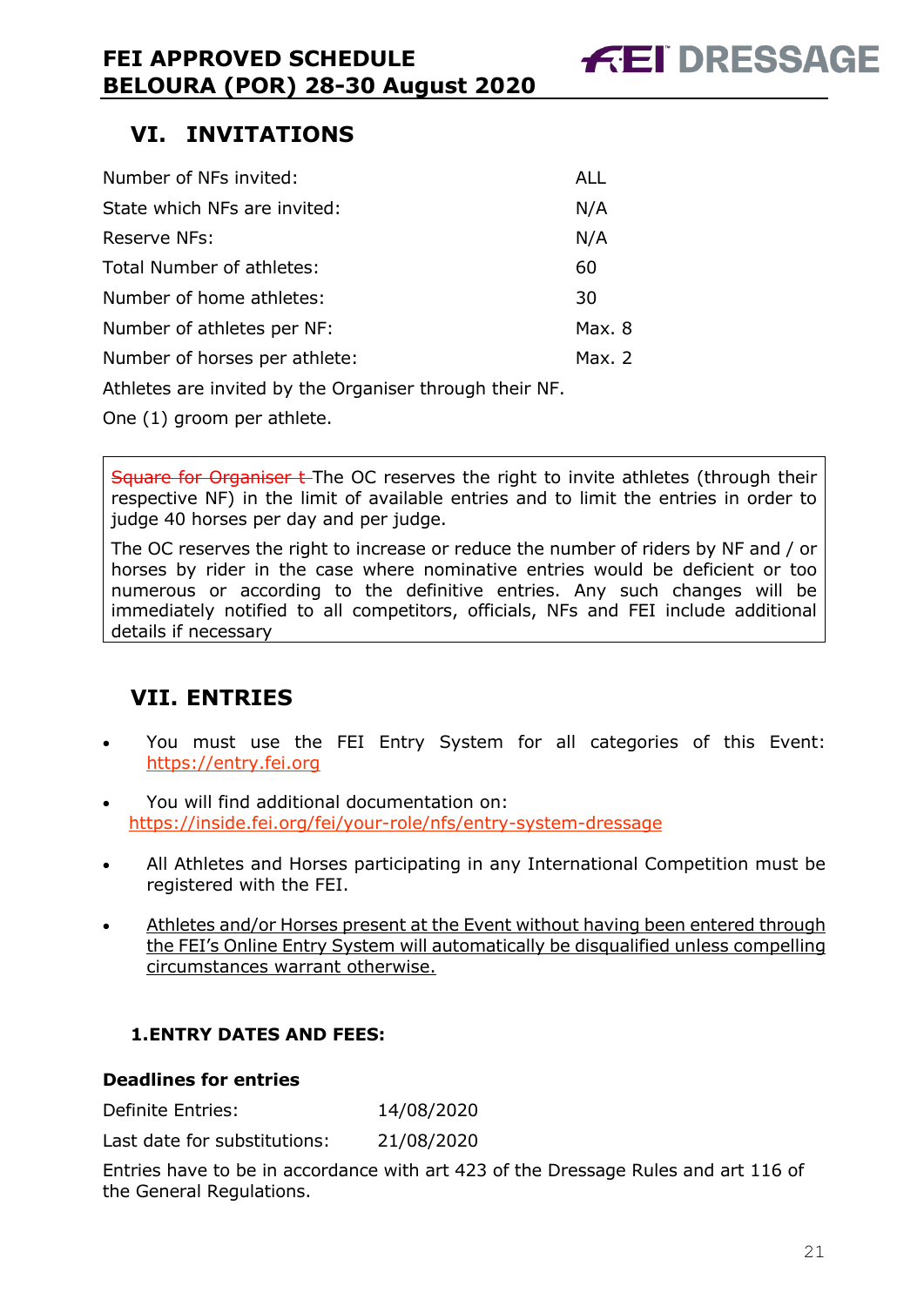## VI. INVITATIONS

| | |
|---|---|
| Number of NFs invited: | ALL |
| State which NFs are invited: | N/A |
| Reserve NFs: | N/A |
| Total Number of athletes: | 60 |
| Number of home athletes: | 30 |
| Number of athletes per NF: | Max. 8 |
| Number of horses per athlete: | Max. 2 |

Athletes are invited by the Organiser through their NF.

One (1) groom per athlete.

~~Square for Organiser t~~ The OC reserves the right to invite athletes (through their respective NF) in the limit of available entries and to limit the entries in order to judge 40 horses per day and per judge.

The OC reserves the right to increase or reduce the number of riders by NF and / or horses by rider in the case where nominative entries would be deficient or too numerous or according to the definitive entries. Any such changes will be immediately notified to all competitors, officials, NFs and FEI include additional details if necessary

## VII. ENTRIES

- You must use the FEI Entry System for all categories of this Event: https://entry.fei.org
- You will find additional documentation on: https://inside.fei.org/fei/your-role/nfs/entry-system-dressage
- All Athletes and Horses participating in any International Competition must be registered with the FEI.
- Athletes and/or Horses present at the Event without having been entered through the FEI's Online Entry System will automatically be disqualified unless compelling circumstances warrant otherwise.

### 1. ENTRY DATES AND FEES:

**Deadlines for entries**

| | |
|---|---|
| Definite Entries: | 14/08/2020 |
| Last date for substitutions: | 21/08/2020 |

Entries have to be in accordance with art 423 of the Dressage Rules and art 116 of the General Regulations.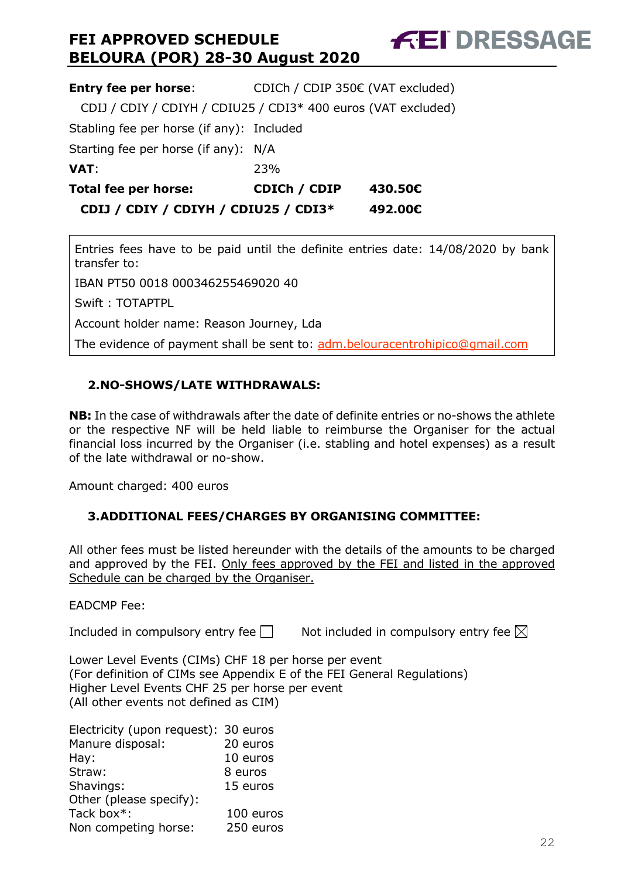| | | |
|---|---|---|
| **Entry fee per horse**: | CDICh / CDIP 350€ (VAT excluded) | |
| CDIJ / CDIY / CDIYH / CDIU25 / CDI3* 400 euros (VAT excluded) | | |
| Stabling fee per horse (if any): | Included | |
| Starting fee per horse (if any): | N/A | |
| **VAT**: | 23% | |
| **Total fee per horse:** | **CDICh / CDIP** | **430.50€** |
| **CDIJ / CDIY / CDIYH / CDIU25 / CDI3*** | | **492.00€** |

Entries fees have to be paid until the definite entries date: 14/08/2020 by bank transfer to:

IBAN PT50 0018 000346255469020 40

Swift : TOTAPTPL

Account holder name: Reason Journey, Lda

The evidence of payment shall be sent to: adm.belouracentrohipico@gmail.com

## 2.NO-SHOWS/LATE WITHDRAWALS:

**NB:** In the case of withdrawals after the date of definite entries or no-shows the athlete or the respective NF will be held liable to reimburse the Organiser for the actual financial loss incurred by the Organiser (i.e. stabling and hotel expenses) as a result of the late withdrawal or no-show.

Amount charged: 400 euros

## 3.ADDITIONAL FEES/CHARGES BY ORGANISING COMMITTEE:

All other fees must be listed hereunder with the details of the amounts to be charged and approved by the FEI. Only fees approved by the FEI and listed in the approved Schedule can be charged by the Organiser.

EADCMP Fee:

Included in compulsory entry fee ☐ Not included in compulsory entry fee ☒

Lower Level Events (CIMs) CHF 18 per horse per event
(For definition of CIMs see Appendix E of the FEI General Regulations)
Higher Level Events CHF 25 per horse per event
(All other events not defined as CIM)

| | |
|---|---|
| Electricity (upon request): | 30 euros |
| Manure disposal: | 20 euros |
| Hay: | 10 euros |
| Straw: | 8 euros |
| Shavings: | 15 euros |
| Other (please specify): | |
| Tack box*: | 100 euros |
| Non competing horse: | 250 euros |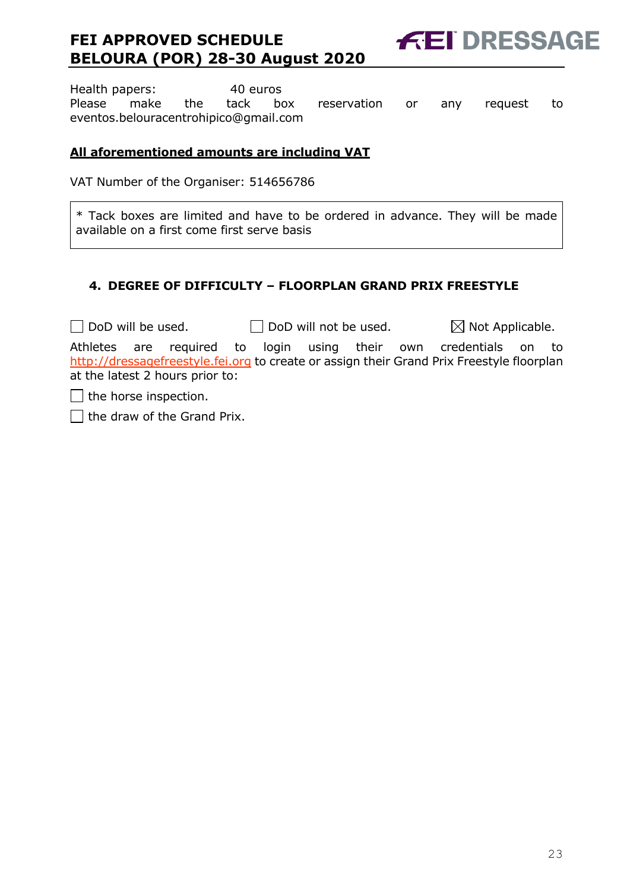Health papers: 40 euros

Please make the tack box reservation or any request to eventos.belouracentrohipico@gmail.com

**All aforementioned amounts are including VAT**

VAT Number of the Organiser: 514656786

* Tack boxes are limited and have to be ordered in advance. They will be made available on a first come first serve basis

## 4. DEGREE OF DIFFICULTY – FLOORPLAN GRAND PRIX FREESTYLE

☐ DoD will be used. ☐ DoD will not be used. ☒ Not Applicable.

Athletes are required to login using their own credentials on to http://dressagefreestyle.fei.org to create or assign their Grand Prix Freestyle floorplan at the latest 2 hours prior to:

☐ the horse inspection.

☐ the draw of the Grand Prix.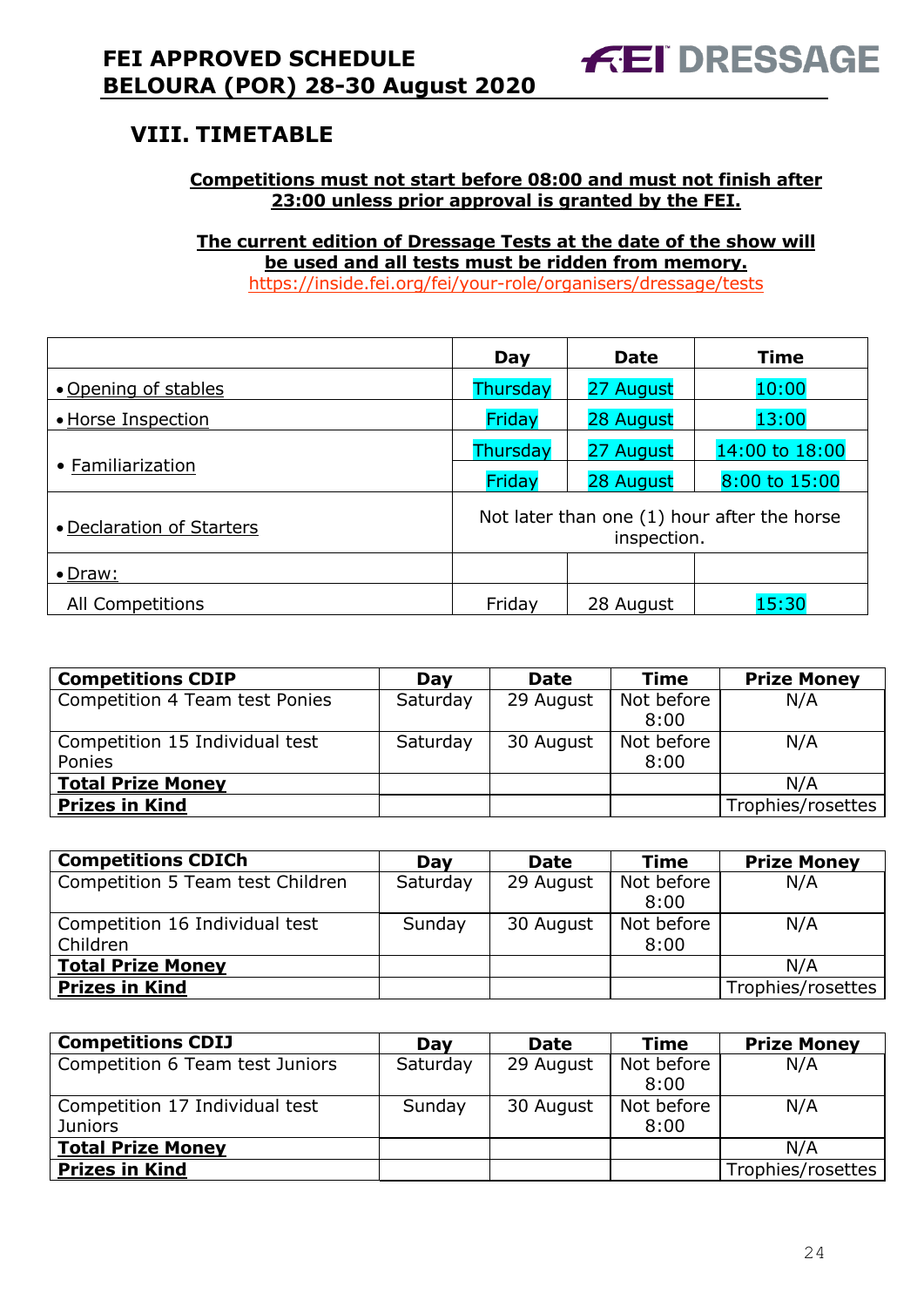## VIII. TIMETABLE

**Competitions must not start before 08:00 and must not finish after 23:00 unless prior approval is granted by the FEI.**

**The current edition of Dressage Tests at the date of the show will be used and all tests must be ridden from memory.**
https://inside.fei.org/fei/your-role/organisers/dressage/tests

| | Day | Date | Time |
|---|---|---|---|
| • Opening of stables | Thursday | 27 August | 10:00 |
| • Horse Inspection | Friday | 28 August | 13:00 |
| • Familiarization | Thursday | 27 August | 14:00 to 18:00 |
| | Friday | 28 August | 8:00 to 15:00 |
| • Declaration of Starters | Not later than one (1) hour after the horse inspection. | | |
| • Draw: | | | |
| All Competitions | Friday | 28 August | 15:30 |

| Competitions CDIP | Day | Date | Time | Prize Money |
|---|---|---|---|---|
| Competition 4 Team test Ponies | Saturday | 29 August | Not before 8:00 | N/A |
| Competition 15 Individual test Ponies | Saturday | 30 August | Not before 8:00 | N/A |
| **Total Prize Money** | | | | N/A |
| **Prizes in Kind** | | | | Trophies/rosettes |

| Competitions CDICh | Day | Date | Time | Prize Money |
|---|---|---|---|---|
| Competition 5 Team test Children | Saturday | 29 August | Not before 8:00 | N/A |
| Competition 16 Individual test Children | Sunday | 30 August | Not before 8:00 | N/A |
| **Total Prize Money** | | | | N/A |
| **Prizes in Kind** | | | | Trophies/rosettes |

| Competitions CDIJ | Day | Date | Time | Prize Money |
|---|---|---|---|---|
| Competition 6 Team test Juniors | Saturday | 29 August | Not before 8:00 | N/A |
| Competition 17 Individual test Juniors | Sunday | 30 August | Not before 8:00 | N/A |
| **Total Prize Money** | | | | N/A |
| **Prizes in Kind** | | | | Trophies/rosettes |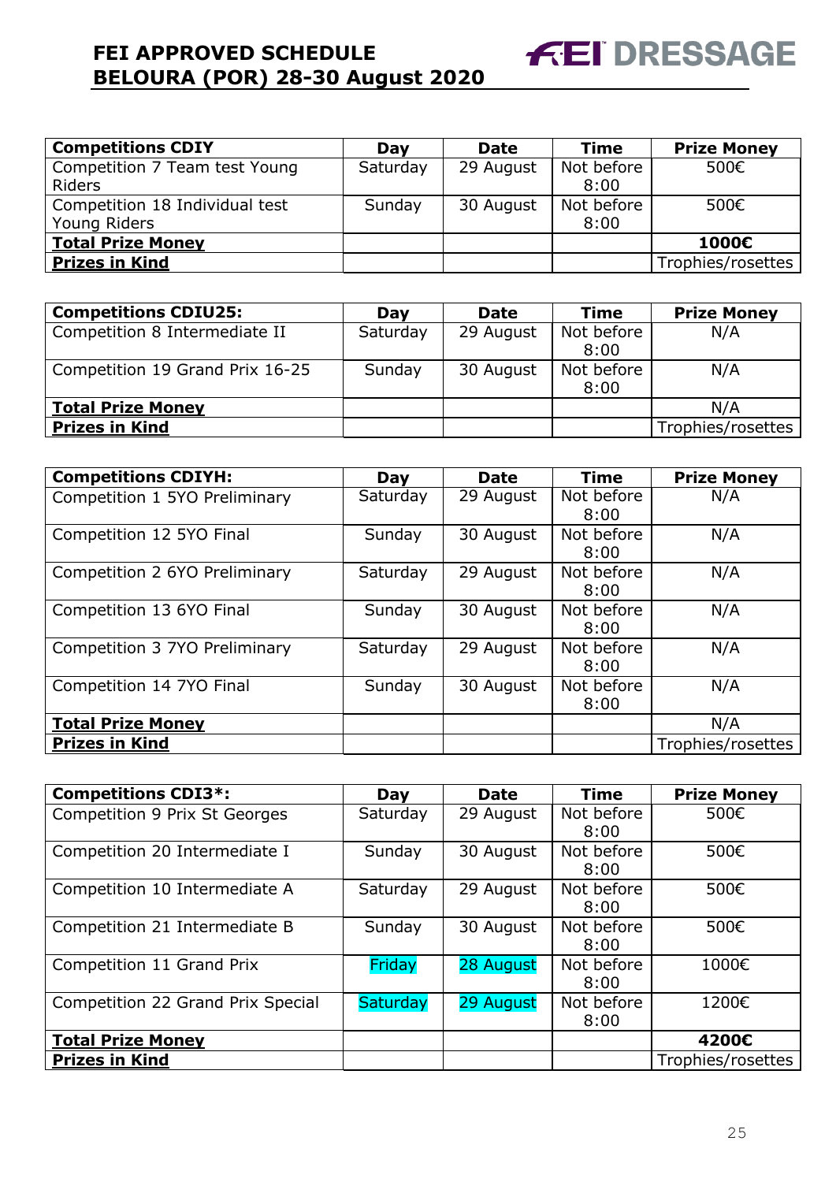| Competitions CDIY | Day | Date | Time | Prize Money |
|---|---|---|---|---|
| Competition 7 Team test Young Riders | Saturday | 29 August | Not before 8:00 | 500€ |
| Competition 18 Individual test Young Riders | Sunday | 30 August | Not before 8:00 | 500€ |
| **Total Prize Money** | | | | **1000€** |
| **Prizes in Kind** | | | | Trophies/rosettes |

| Competitions CDIU25: | Day | Date | Time | Prize Money |
|---|---|---|---|---|
| Competition 8 Intermediate II | Saturday | 29 August | Not before 8:00 | N/A |
| Competition 19 Grand Prix 16-25 | Sunday | 30 August | Not before 8:00 | N/A |
| **Total Prize Money** | | | | N/A |
| **Prizes in Kind** | | | | Trophies/rosettes |

| Competitions CDIYH: | Day | Date | Time | Prize Money |
|---|---|---|---|---|
| Competition 1 5YO Preliminary | Saturday | 29 August | Not before 8:00 | N/A |
| Competition 12 5YO Final | Sunday | 30 August | Not before 8:00 | N/A |
| Competition 2 6YO Preliminary | Saturday | 29 August | Not before 8:00 | N/A |
| Competition 13 6YO Final | Sunday | 30 August | Not before 8:00 | N/A |
| Competition 3 7YO Preliminary | Saturday | 29 August | Not before 8:00 | N/A |
| Competition 14 7YO Final | Sunday | 30 August | Not before 8:00 | N/A |
| **Total Prize Money** | | | | N/A |
| **Prizes in Kind** | | | | Trophies/rosettes |

| Competitions CDI3*: | Day | Date | Time | Prize Money |
|---|---|---|---|---|
| Competition 9 Prix St Georges | Saturday | 29 August | Not before 8:00 | 500€ |
| Competition 20 Intermediate I | Sunday | 30 August | Not before 8:00 | 500€ |
| Competition 10 Intermediate A | Saturday | 29 August | Not before 8:00 | 500€ |
| Competition 21 Intermediate B | Sunday | 30 August | Not before 8:00 | 500€ |
| Competition 11 Grand Prix | Friday | 28 August | Not before 8:00 | 1000€ |
| Competition 22 Grand Prix Special | Saturday | 29 August | Not before 8:00 | 1200€ |
| **Total Prize Money** | | | | **4200€** |
| **Prizes in Kind** | | | | Trophies/rosettes |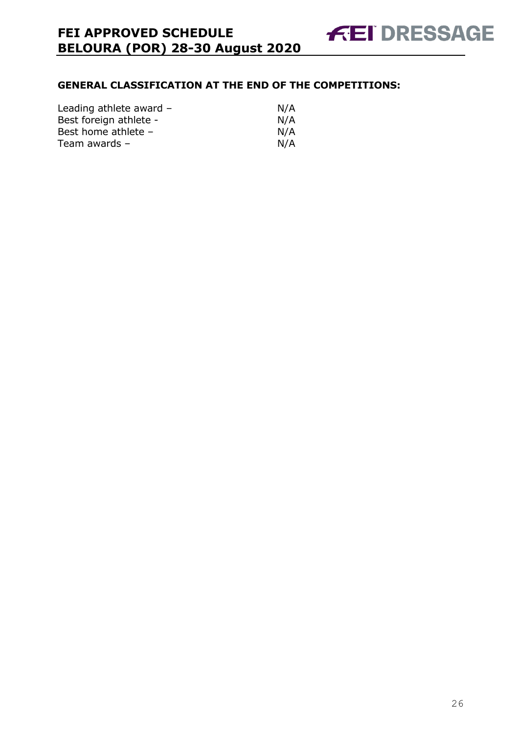## GENERAL CLASSIFICATION AT THE END OF THE COMPETITIONS:

| | |
|---|---|
| Leading athlete award – | N/A |
| Best foreign athlete - | N/A |
| Best home athlete – | N/A |
| Team awards – | N/A |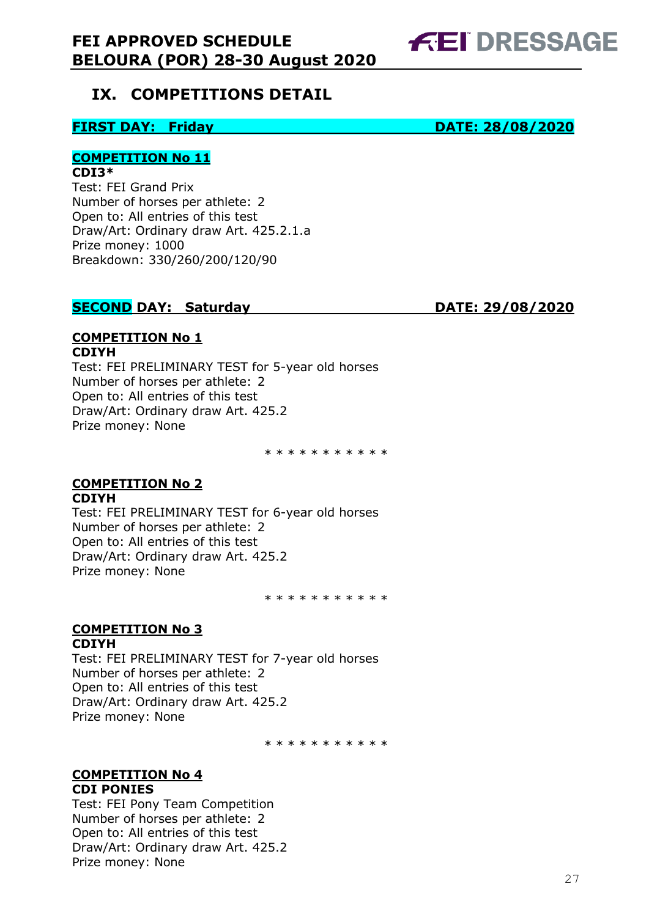## IX. COMPETITIONS DETAIL

### FIRST DAY: Friday — DATE: 28/08/2020

**COMPETITION No 11**
**CDI3***
Test: FEI Grand Prix
Number of horses per athlete: 2
Open to: All entries of this test
Draw/Art: Ordinary draw Art. 425.2.1.a
Prize money: 1000
Breakdown: 330/260/200/120/90

### SECOND DAY: Saturday — DATE: 29/08/2020

**COMPETITION No 1**
**CDIYH**
Test: FEI PRELIMINARY TEST for 5-year old horses
Number of horses per athlete: 2
Open to: All entries of this test
Draw/Art: Ordinary draw Art. 425.2
Prize money: None

* * * * * * * * * * *

**COMPETITION No 2**
**CDIYH**
Test: FEI PRELIMINARY TEST for 6-year old horses
Number of horses per athlete: 2
Open to: All entries of this test
Draw/Art: Ordinary draw Art. 425.2
Prize money: None

* * * * * * * * * * *

**COMPETITION No 3**
**CDIYH**
Test: FEI PRELIMINARY TEST for 7-year old horses
Number of horses per athlete: 2
Open to: All entries of this test
Draw/Art: Ordinary draw Art. 425.2
Prize money: None

* * * * * * * * * * *

**COMPETITION No 4**
**CDI PONIES**
Test: FEI Pony Team Competition
Number of horses per athlete: 2
Open to: All entries of this test
Draw/Art: Ordinary draw Art. 425.2
Prize money: None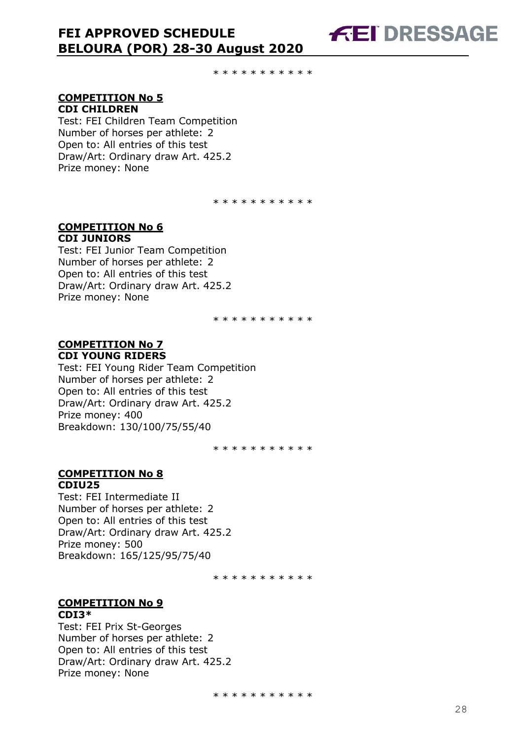* * * * * * * * * * *

**COMPETITION No 5**
**CDI CHILDREN**
Test: FEI Children Team Competition
Number of horses per athlete: 2
Open to: All entries of this test
Draw/Art: Ordinary draw Art. 425.2
Prize money: None

* * * * * * * * * * *

**COMPETITION No 6**
**CDI JUNIORS**
Test: FEI Junior Team Competition
Number of horses per athlete: 2
Open to: All entries of this test
Draw/Art: Ordinary draw Art. 425.2
Prize money: None

* * * * * * * * * * *

**COMPETITION No 7**
**CDI YOUNG RIDERS**
Test: FEI Young Rider Team Competition
Number of horses per athlete: 2
Open to: All entries of this test
Draw/Art: Ordinary draw Art. 425.2
Prize money: 400
Breakdown: 130/100/75/55/40

* * * * * * * * * * *

**COMPETITION No 8**
**CDIU25**
Test: FEI Intermediate II
Number of horses per athlete: 2
Open to: All entries of this test
Draw/Art: Ordinary draw Art. 425.2
Prize money: 500
Breakdown: 165/125/95/75/40

* * * * * * * * * * *

**COMPETITION No 9**
**CDI3***
Test: FEI Prix St-Georges
Number of horses per athlete: 2
Open to: All entries of this test
Draw/Art: Ordinary draw Art. 425.2
Prize money: None

* * * * * * * * * * *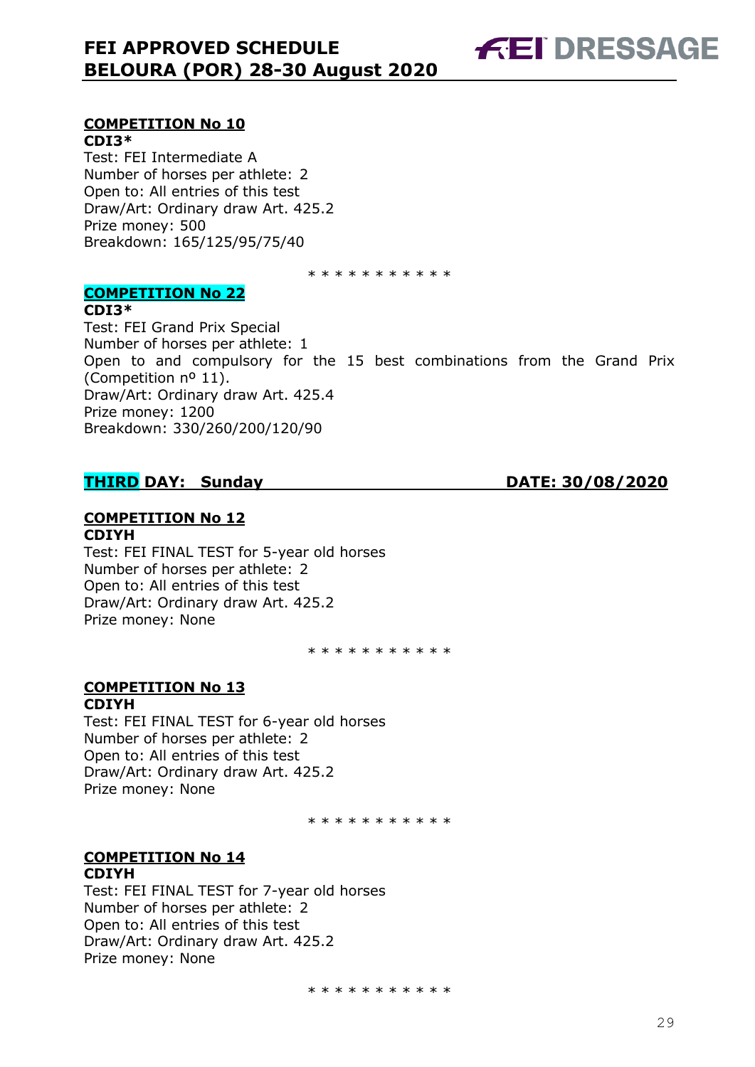## COMPETITION No 10

**CDI3***

Test: FEI Intermediate A
Number of horses per athlete: 2
Open to: All entries of this test
Draw/Art: Ordinary draw Art. 425.2
Prize money: 500
Breakdown: 165/125/95/75/40

* * * * * * * * * * *

## COMPETITION No 22

**CDI3***

Test: FEI Grand Prix Special
Number of horses per athlete: 1
Open to and compulsory for the 15 best combinations from the Grand Prix (Competition nº 11).
Draw/Art: Ordinary draw Art. 425.4
Prize money: 1200
Breakdown: 330/260/200/120/90

## THIRD DAY: Sunday DATE: 30/08/2020

## COMPETITION No 12

**CDIYH**

Test: FEI FINAL TEST for 5-year old horses
Number of horses per athlete: 2
Open to: All entries of this test
Draw/Art: Ordinary draw Art. 425.2
Prize money: None

* * * * * * * * * * *

## COMPETITION No 13

**CDIYH**

Test: FEI FINAL TEST for 6-year old horses
Number of horses per athlete: 2
Open to: All entries of this test
Draw/Art: Ordinary draw Art. 425.2
Prize money: None

* * * * * * * * * * *

## COMPETITION No 14

**CDIYH**

Test: FEI FINAL TEST for 7-year old horses
Number of horses per athlete: 2
Open to: All entries of this test
Draw/Art: Ordinary draw Art. 425.2
Prize money: None

* * * * * * * * * * *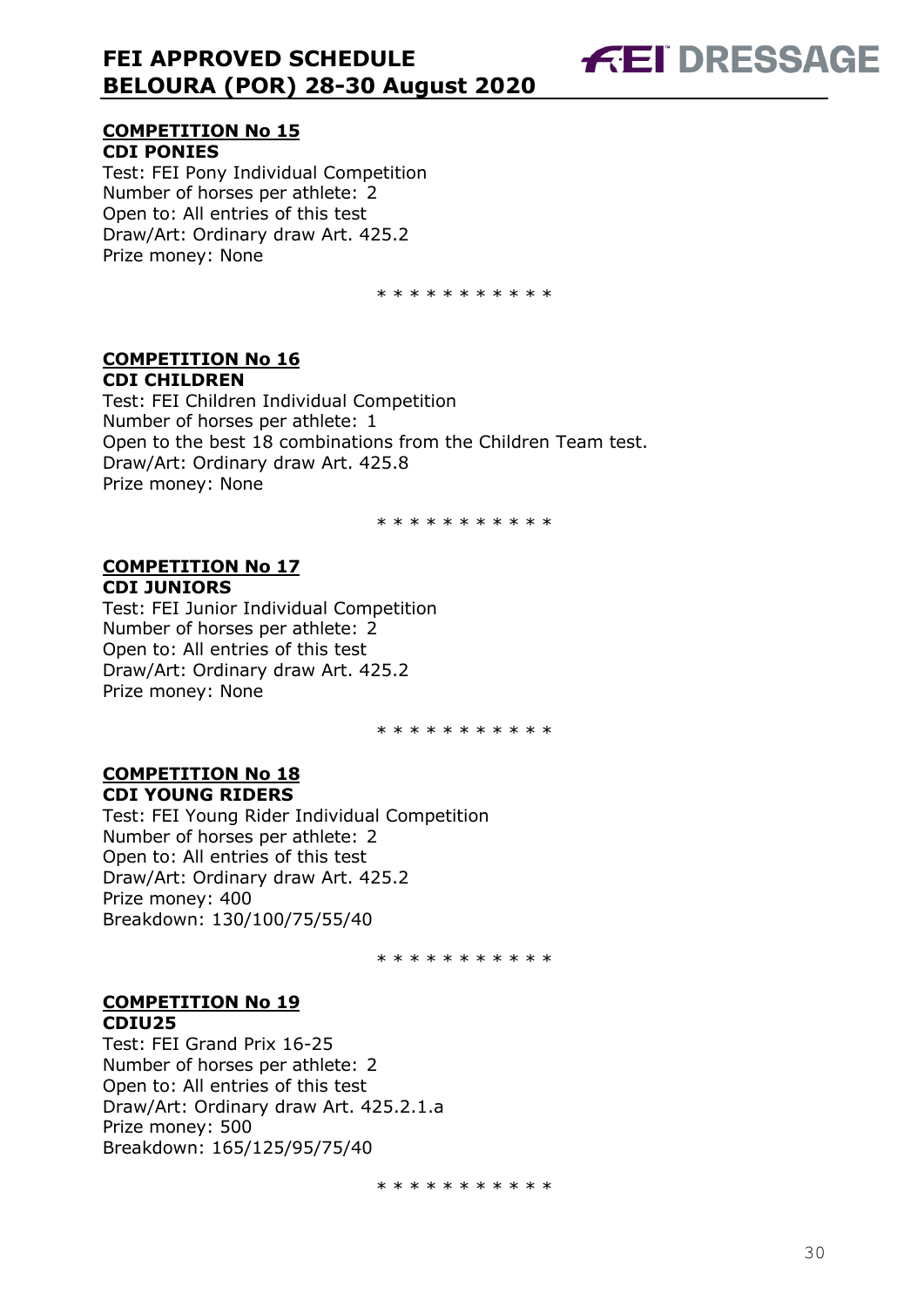**COMPETITION No 15**

**CDI PONIES**

Test: FEI Pony Individual Competition
Number of horses per athlete: 2
Open to: All entries of this test
Draw/Art: Ordinary draw Art. 425.2
Prize money: None

\* \* \* \* \* \* \* \* \* \* \*

**COMPETITION No 16**

**CDI CHILDREN**

Test: FEI Children Individual Competition
Number of horses per athlete: 1
Open to the best 18 combinations from the Children Team test.
Draw/Art: Ordinary draw Art. 425.8
Prize money: None

\* \* \* \* \* \* \* \* \* \* \*

**COMPETITION No 17**

**CDI JUNIORS**

Test: FEI Junior Individual Competition
Number of horses per athlete: 2
Open to: All entries of this test
Draw/Art: Ordinary draw Art. 425.2
Prize money: None

\* \* \* \* \* \* \* \* \* \* \*

**COMPETITION No 18**

**CDI YOUNG RIDERS**

Test: FEI Young Rider Individual Competition
Number of horses per athlete: 2
Open to: All entries of this test
Draw/Art: Ordinary draw Art. 425.2
Prize money: 400
Breakdown: 130/100/75/55/40

\* \* \* \* \* \* \* \* \* \* \*

**COMPETITION No 19**

**CDIU25**

Test: FEI Grand Prix 16-25
Number of horses per athlete: 2
Open to: All entries of this test
Draw/Art: Ordinary draw Art. 425.2.1.a
Prize money: 500
Breakdown: 165/125/95/75/40

\* \* \* \* \* \* \* \* \* \* \*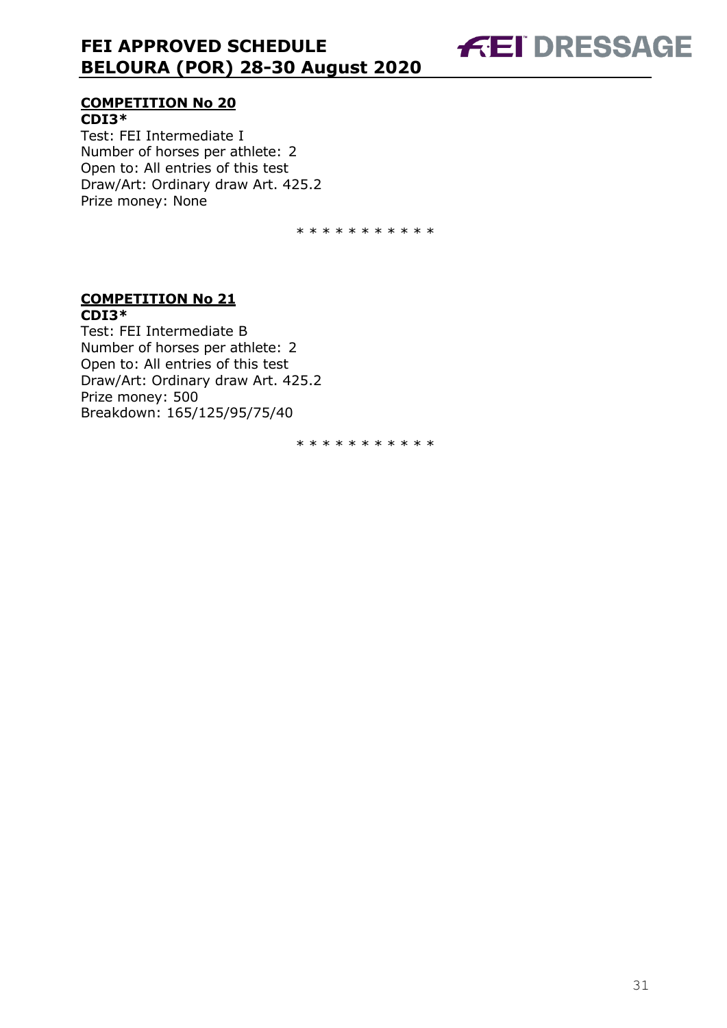**COMPETITION No 20**

**CDI3***

Test: FEI Intermediate I
Number of horses per athlete: 2
Open to: All entries of this test
Draw/Art: Ordinary draw Art. 425.2
Prize money: None

\* \* \* \* \* \* \* \* \* \* \*

**COMPETITION No 21**

**CDI3***

Test: FEI Intermediate B
Number of horses per athlete: 2
Open to: All entries of this test
Draw/Art: Ordinary draw Art. 425.2
Prize money: 500
Breakdown: 165/125/95/75/40

\* \* \* \* \* \* \* \* \* \* \*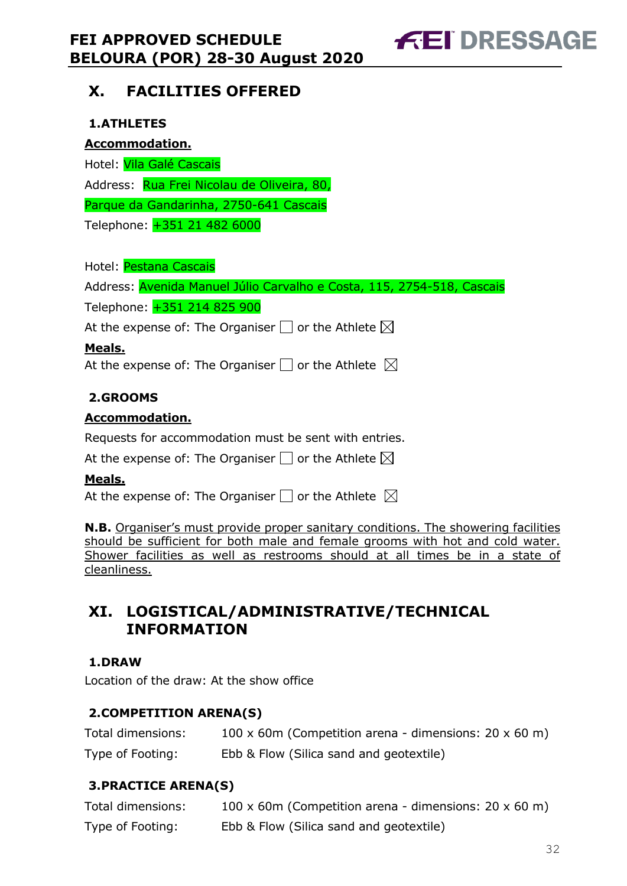## X. FACILITIES OFFERED

### 1.ATHLETES

**Accommodation.**

Hotel: Vila Galé Cascais

Address: Rua Frei Nicolau de Oliveira, 80,

Parque da Gandarinha, 2750-641 Cascais

Telephone: +351 21 482 6000

Hotel: Pestana Cascais

Address: Avenida Manuel Júlio Carvalho e Costa, 115, 2754-518, Cascais

Telephone: +351 214 825 900

At the expense of: The Organiser ☐ or the Athlete ☒

**Meals.**

At the expense of: The Organiser ☐ or the Athlete ☒

### 2.GROOMS

**Accommodation.**

Requests for accommodation must be sent with entries.

At the expense of: The Organiser ☐ or the Athlete ☒

**Meals.**

At the expense of: The Organiser ☐ or the Athlete ☒

**N.B.** Organiser's must provide proper sanitary conditions. The showering facilities should be sufficient for both male and female grooms with hot and cold water. Shower facilities as well as restrooms should at all times be in a state of cleanliness.

## XI. LOGISTICAL/ADMINISTRATIVE/TECHNICAL INFORMATION

### 1.DRAW

Location of the draw: At the show office

### 2.COMPETITION ARENA(S)

| | |
|---|---|
| Total dimensions: | 100 x 60m (Competition arena - dimensions: 20 x 60 m) |
| Type of Footing: | Ebb & Flow (Silica sand and geotextile) |

### 3.PRACTICE ARENA(S)

| | |
|---|---|
| Total dimensions: | 100 x 60m (Competition arena - dimensions: 20 x 60 m) |
| Type of Footing: | Ebb & Flow (Silica sand and geotextile) |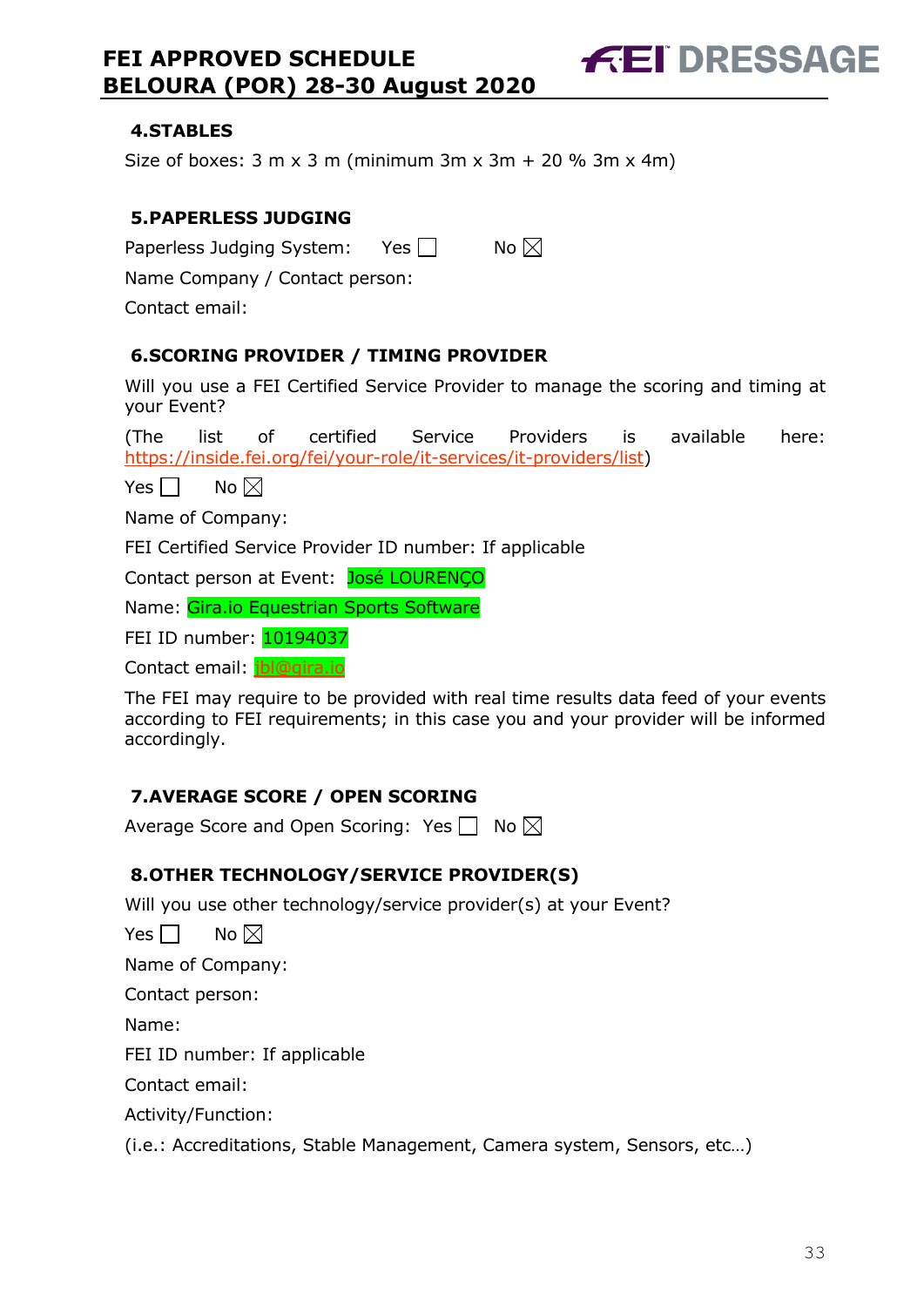## 4.STABLES

Size of boxes: 3 m x 3 m (minimum 3m x 3m + 20 % 3m x 4m)

## 5.PAPERLESS JUDGING

Paperless Judging System: Yes ☐ No ☒

Name Company / Contact person:

Contact email:

## 6.SCORING PROVIDER / TIMING PROVIDER

Will you use a FEI Certified Service Provider to manage the scoring and timing at your Event?

(The list of certified Service Providers is available here: https://inside.fei.org/fei/your-role/it-services/it-providers/list)

Yes ☐ No ☒

Name of Company:

FEI Certified Service Provider ID number: If applicable

Contact person at Event: José LOURENÇO

Name: Gira.io Equestrian Sports Software

FEI ID number: 10194037

Contact email: jbl@gira.io

The FEI may require to be provided with real time results data feed of your events according to FEI requirements; in this case you and your provider will be informed accordingly.

## 7.AVERAGE SCORE / OPEN SCORING

Average Score and Open Scoring: Yes ☐ No ☒

## 8.OTHER TECHNOLOGY/SERVICE PROVIDER(S)

Will you use other technology/service provider(s) at your Event?

Yes ☐ No ☒

Name of Company:

Contact person:

Name:

FEI ID number: If applicable

Contact email:

Activity/Function:

(i.e.: Accreditations, Stable Management, Camera system, Sensors, etc…)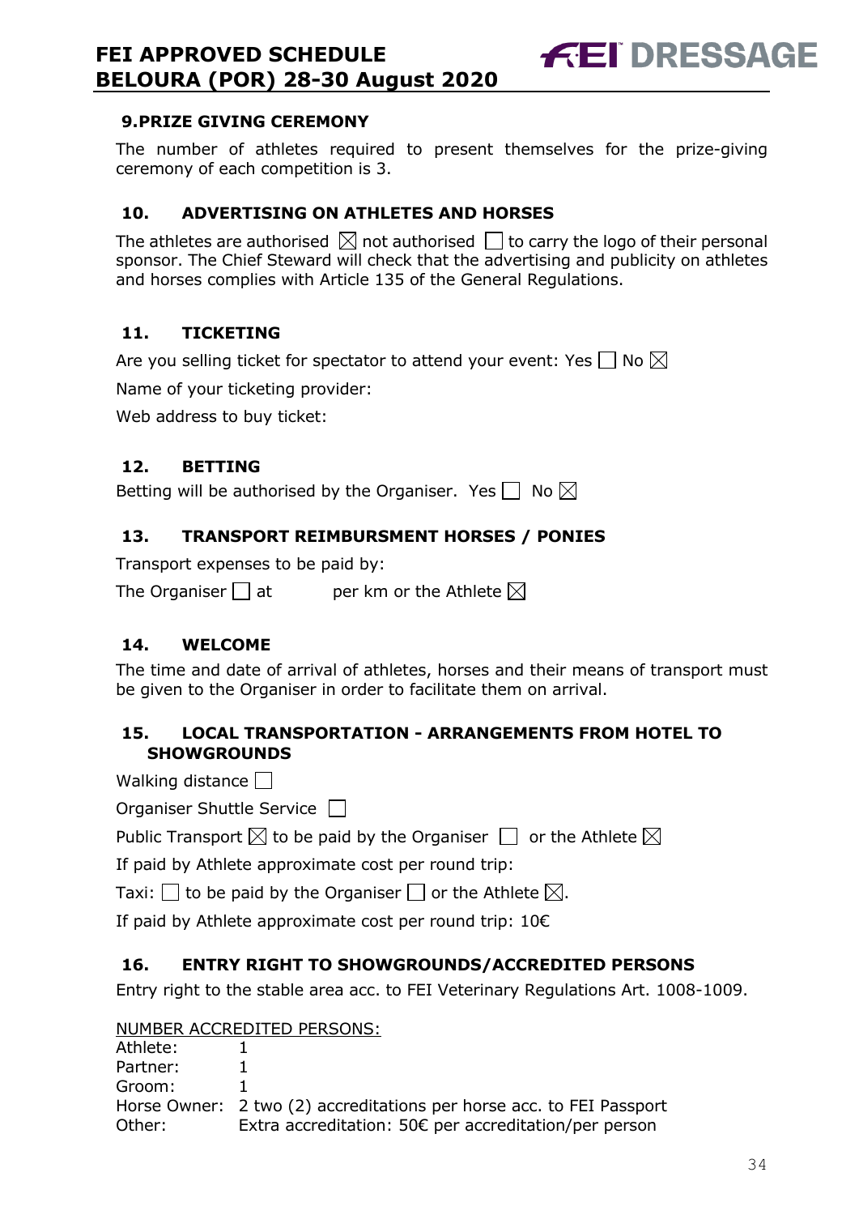## 9. PRIZE GIVING CEREMONY

The number of athletes required to present themselves for the prize-giving ceremony of each competition is 3.

## 10. ADVERTISING ON ATHLETES AND HORSES

The athletes are authorised ☒ not authorised ☐ to carry the logo of their personal sponsor. The Chief Steward will check that the advertising and publicity on athletes and horses complies with Article 135 of the General Regulations.

## 11. TICKETING

Are you selling ticket for spectator to attend your event: Yes ☐ No ☒

Name of your ticketing provider:

Web address to buy ticket:

## 12. BETTING

Betting will be authorised by the Organiser. Yes ☐ No ☒

## 13. TRANSPORT REIMBURSMENT HORSES / PONIES

Transport expenses to be paid by:

The Organiser ☐ at per km or the Athlete ☒

## 14. WELCOME

The time and date of arrival of athletes, horses and their means of transport must be given to the Organiser in order to facilitate them on arrival.

## 15. LOCAL TRANSPORTATION - ARRANGEMENTS FROM HOTEL TO SHOWGROUNDS

Walking distance ☐

Organiser Shuttle Service ☐

Public Transport ☒ to be paid by the Organiser ☐ or the Athlete ☒

If paid by Athlete approximate cost per round trip:

Taxi: ☐ to be paid by the Organiser ☐ or the Athlete ☒.

If paid by Athlete approximate cost per round trip: 10€

## 16. ENTRY RIGHT TO SHOWGROUNDS/ACCREDITED PERSONS

Entry right to the stable area acc. to FEI Veterinary Regulations Art. 1008-1009.

NUMBER ACCREDITED PERSONS:

| | |
|---|---|
| Athlete: | 1 |
| Partner: | 1 |
| Groom: | 1 |
| Horse Owner: | 2 two (2) accreditations per horse acc. to FEI Passport |
| Other: | Extra accreditation: 50€ per accreditation/per person |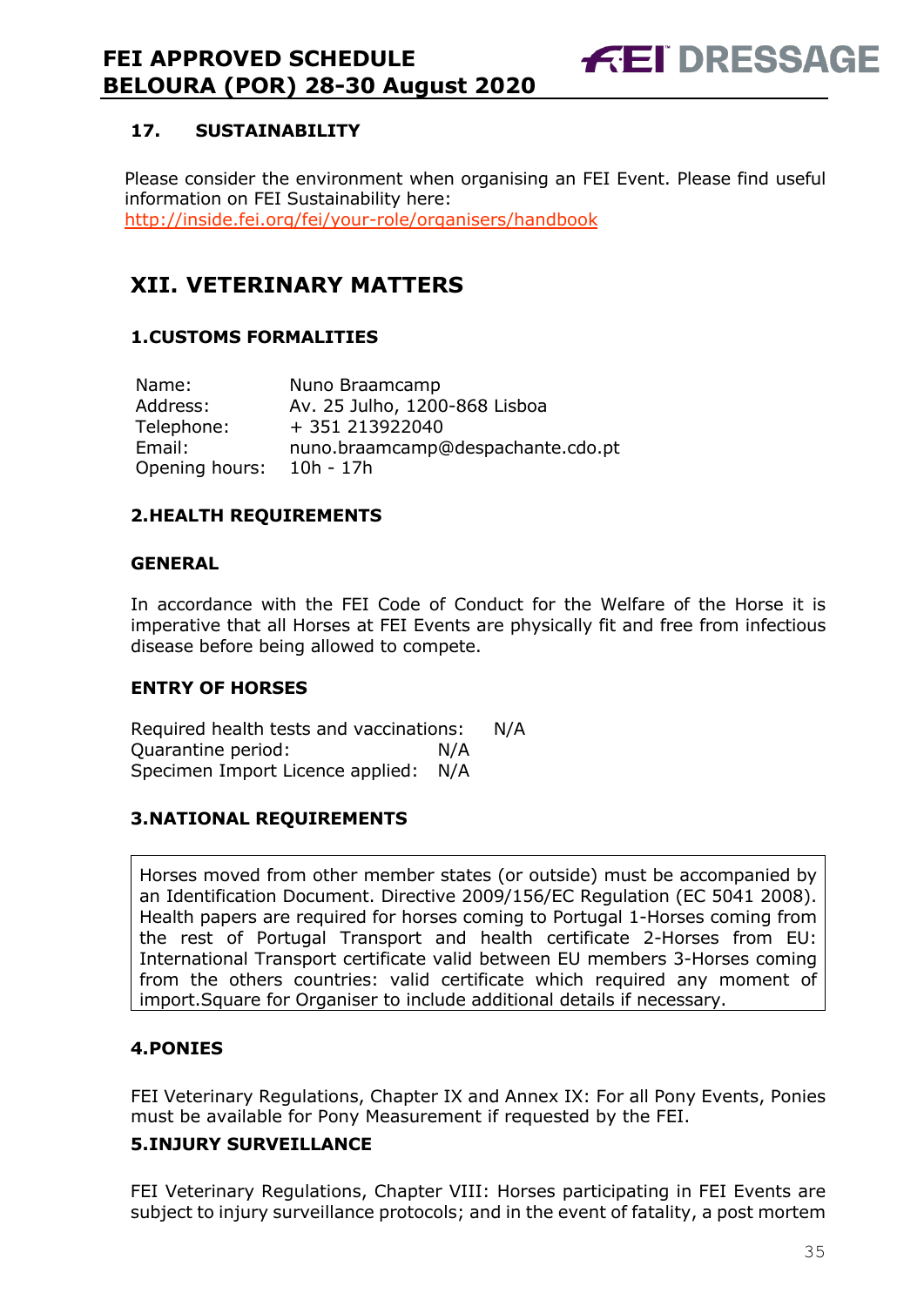### 17. SUSTAINABILITY

Please consider the environment when organising an FEI Event. Please find useful information on FEI Sustainability here:
http://inside.fei.org/fei/your-role/organisers/handbook

## XII. VETERINARY MATTERS

### 1.CUSTOMS FORMALITIES

| | |
|---|---|
| Name: | Nuno Braamcamp |
| Address: | Av. 25 Julho, 1200-868 Lisboa |
| Telephone: | + 351 213922040 |
| Email: | nuno.braamcamp@despachante.cdo.pt |
| Opening hours: | 10h - 17h |

### 2.HEALTH REQUIREMENTS

**GENERAL**

In accordance with the FEI Code of Conduct for the Welfare of the Horse it is imperative that all Horses at FEI Events are physically fit and free from infectious disease before being allowed to compete.

**ENTRY OF HORSES**

| | |
|---|---|
| Required health tests and vaccinations: | N/A |
| Quarantine period: | N/A |
| Specimen Import Licence applied: | N/A |

### 3.NATIONAL REQUIREMENTS

Horses moved from other member states (or outside) must be accompanied by an Identification Document. Directive 2009/156/EC Regulation (EC 5041 2008). Health papers are required for horses coming to Portugal 1-Horses coming from the rest of Portugal Transport and health certificate 2-Horses from EU: International Transport certificate valid between EU members 3-Horses coming from the others countries: valid certificate which required any moment of import.Square for Organiser to include additional details if necessary.

### 4.PONIES

FEI Veterinary Regulations, Chapter IX and Annex IX: For all Pony Events, Ponies must be available for Pony Measurement if requested by the FEI.

### 5.INJURY SURVEILLANCE

FEI Veterinary Regulations, Chapter VIII: Horses participating in FEI Events are subject to injury surveillance protocols; and in the event of fatality, a post mortem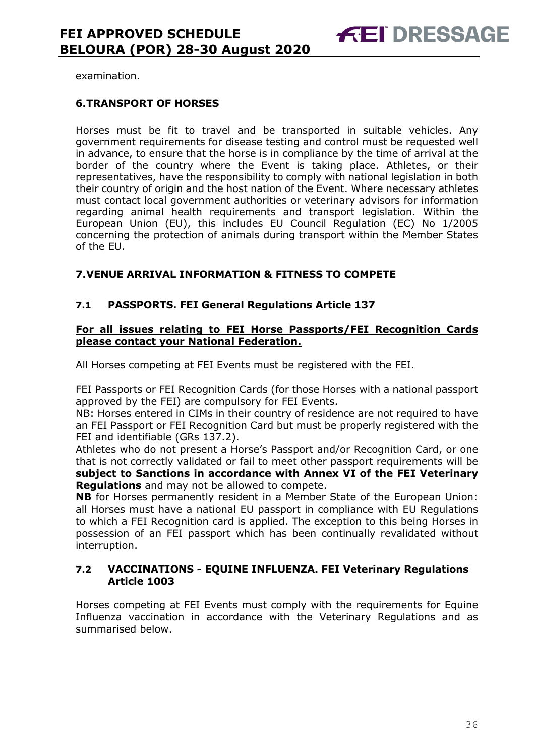examination.

## 6.TRANSPORT OF HORSES

Horses must be fit to travel and be transported in suitable vehicles. Any government requirements for disease testing and control must be requested well in advance, to ensure that the horse is in compliance by the time of arrival at the border of the country where the Event is taking place. Athletes, or their representatives, have the responsibility to comply with national legislation in both their country of origin and the host nation of the Event. Where necessary athletes must contact local government authorities or veterinary advisors for information regarding animal health requirements and transport legislation. Within the European Union (EU), this includes EU Council Regulation (EC) No 1/2005 concerning the protection of animals during transport within the Member States of the EU.

## 7.VENUE ARRIVAL INFORMATION & FITNESS TO COMPETE

### 7.1 PASSPORTS. FEI General Regulations Article 137

**For all issues relating to FEI Horse Passports/FEI Recognition Cards please contact your National Federation.**

All Horses competing at FEI Events must be registered with the FEI.

FEI Passports or FEI Recognition Cards (for those Horses with a national passport approved by the FEI) are compulsory for FEI Events.
NB: Horses entered in CIMs in their country of residence are not required to have an FEI Passport or FEI Recognition Card but must be properly registered with the FEI and identifiable (GRs 137.2).
Athletes who do not present a Horse's Passport and/or Recognition Card, or one that is not correctly validated or fail to meet other passport requirements will be **subject to Sanctions in accordance with Annex VI of the FEI Veterinary Regulations** and may not be allowed to compete.
**NB** for Horses permanently resident in a Member State of the European Union: all Horses must have a national EU passport in compliance with EU Regulations to which a FEI Recognition card is applied. The exception to this being Horses in possession of an FEI passport which has been continually revalidated without interruption.

### 7.2 VACCINATIONS - EQUINE INFLUENZA. FEI Veterinary Regulations Article 1003

Horses competing at FEI Events must comply with the requirements for Equine Influenza vaccination in accordance with the Veterinary Regulations and as summarised below.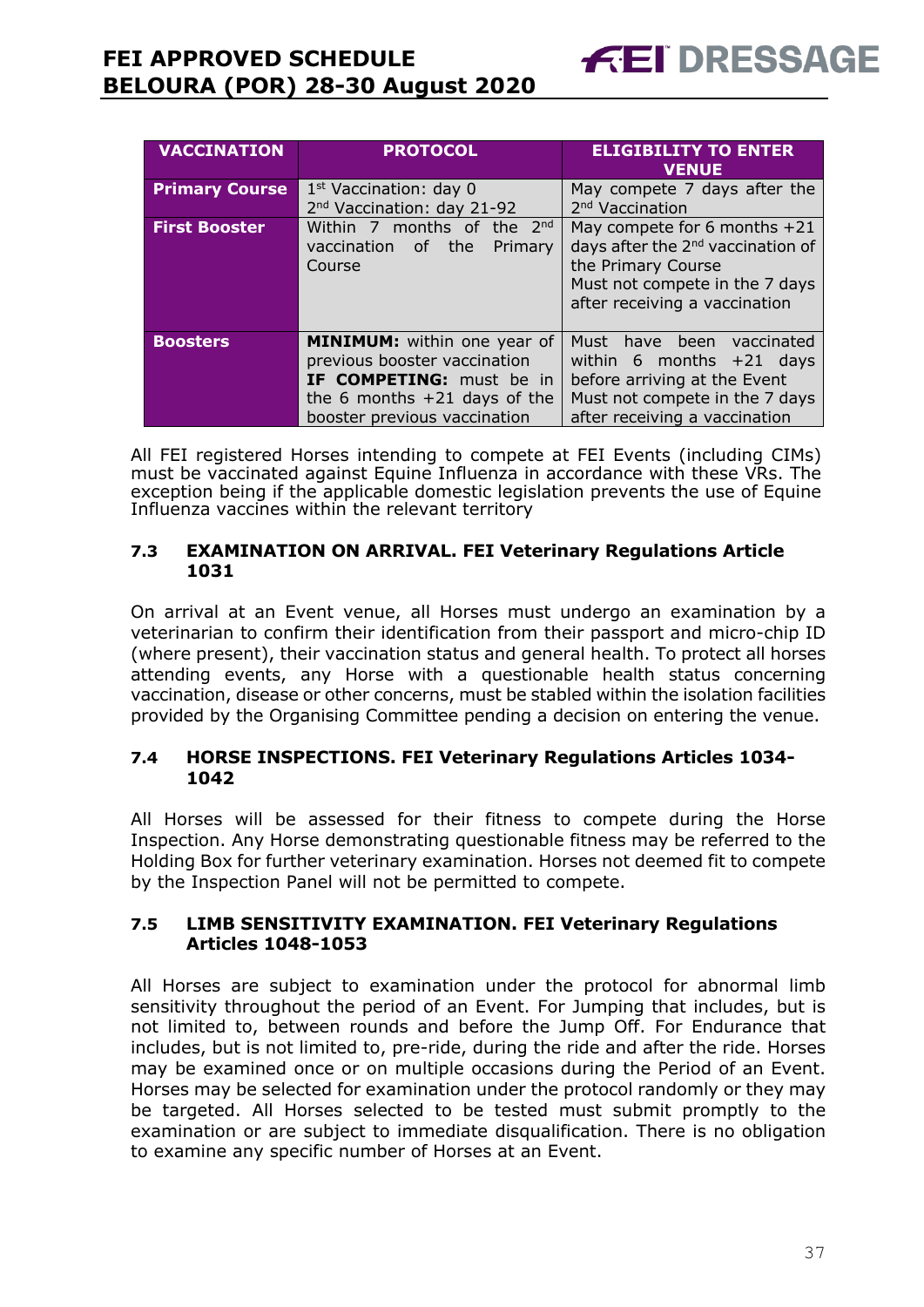| VACCINATION | PROTOCOL | ELIGIBILITY TO ENTER VENUE |
| --- | --- | --- |
| **Primary Course** | 1st Vaccination: day 0<br>2nd Vaccination: day 21-92 | May compete 7 days after the 2nd Vaccination |
| **First Booster** | Within 7 months of the 2nd vaccination of the Primary Course | May compete for 6 months +21 days after the 2nd vaccination of the Primary Course<br>Must not compete in the 7 days after receiving a vaccination |
| **Boosters** | **MINIMUM:** within one year of previous booster vaccination<br>**IF COMPETING:** must be in the 6 months +21 days of the booster previous vaccination | Must have been vaccinated within 6 months +21 days before arriving at the Event<br>Must not compete in the 7 days after receiving a vaccination |

All FEI registered Horses intending to compete at FEI Events (including CIMs) must be vaccinated against Equine Influenza in accordance with these VRs. The exception being if the applicable domestic legislation prevents the use of Equine Influenza vaccines within the relevant territory

### 7.3 EXAMINATION ON ARRIVAL. FEI Veterinary Regulations Article 1031

On arrival at an Event venue, all Horses must undergo an examination by a veterinarian to confirm their identification from their passport and micro-chip ID (where present), their vaccination status and general health. To protect all horses attending events, any Horse with a questionable health status concerning vaccination, disease or other concerns, must be stabled within the isolation facilities provided by the Organising Committee pending a decision on entering the venue.

### 7.4 HORSE INSPECTIONS. FEI Veterinary Regulations Articles 1034-1042

All Horses will be assessed for their fitness to compete during the Horse Inspection. Any Horse demonstrating questionable fitness may be referred to the Holding Box for further veterinary examination. Horses not deemed fit to compete by the Inspection Panel will not be permitted to compete.

### 7.5 LIMB SENSITIVITY EXAMINATION. FEI Veterinary Regulations Articles 1048-1053

All Horses are subject to examination under the protocol for abnormal limb sensitivity throughout the period of an Event. For Jumping that includes, but is not limited to, between rounds and before the Jump Off. For Endurance that includes, but is not limited to, pre-ride, during the ride and after the ride. Horses may be examined once or on multiple occasions during the Period of an Event. Horses may be selected for examination under the protocol randomly or they may be targeted. All Horses selected to be tested must submit promptly to the examination or are subject to immediate disqualification. There is no obligation to examine any specific number of Horses at an Event.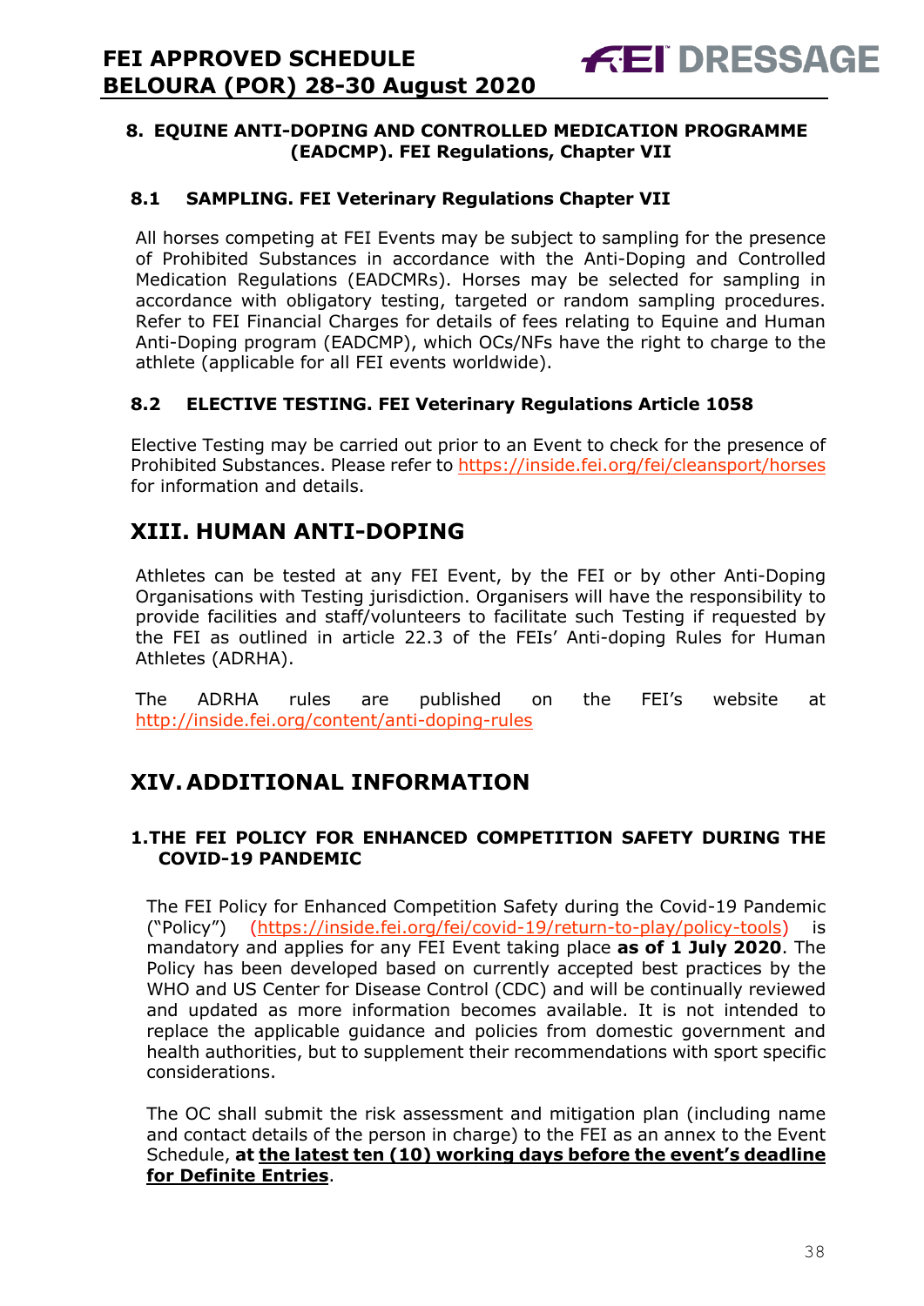### 8. EQUINE ANTI-DOPING AND CONTROLLED MEDICATION PROGRAMME (EADCMP). FEI Regulations, Chapter VII

#### 8.1 SAMPLING. FEI Veterinary Regulations Chapter VII

All horses competing at FEI Events may be subject to sampling for the presence of Prohibited Substances in accordance with the Anti-Doping and Controlled Medication Regulations (EADCMRs). Horses may be selected for sampling in accordance with obligatory testing, targeted or random sampling procedures. Refer to FEI Financial Charges for details of fees relating to Equine and Human Anti-Doping program (EADCMP), which OCs/NFs have the right to charge to the athlete (applicable for all FEI events worldwide).

#### 8.2 ELECTIVE TESTING. FEI Veterinary Regulations Article 1058

Elective Testing may be carried out prior to an Event to check for the presence of Prohibited Substances. Please refer to https://inside.fei.org/fei/cleansport/horses for information and details.

## XIII. HUMAN ANTI-DOPING

Athletes can be tested at any FEI Event, by the FEI or by other Anti-Doping Organisations with Testing jurisdiction. Organisers will have the responsibility to provide facilities and staff/volunteers to facilitate such Testing if requested by the FEI as outlined in article 22.3 of the FEIs' Anti-doping Rules for Human Athletes (ADRHA).

The ADRHA rules are published on the FEI's website at http://inside.fei.org/content/anti-doping-rules

## XIV. ADDITIONAL INFORMATION

### 1. THE FEI POLICY FOR ENHANCED COMPETITION SAFETY DURING THE COVID-19 PANDEMIC

The FEI Policy for Enhanced Competition Safety during the Covid-19 Pandemic ("Policy") (https://inside.fei.org/fei/covid-19/return-to-play/policy-tools) is mandatory and applies for any FEI Event taking place **as of 1 July 2020**. The Policy has been developed based on currently accepted best practices by the WHO and US Center for Disease Control (CDC) and will be continually reviewed and updated as more information becomes available. It is not intended to replace the applicable guidance and policies from domestic government and health authorities, but to supplement their recommendations with sport specific considerations.

The OC shall submit the risk assessment and mitigation plan (including name and contact details of the person in charge) to the FEI as an annex to the Event Schedule, **at the latest ten (10) working days before the event's deadline for Definite Entries**.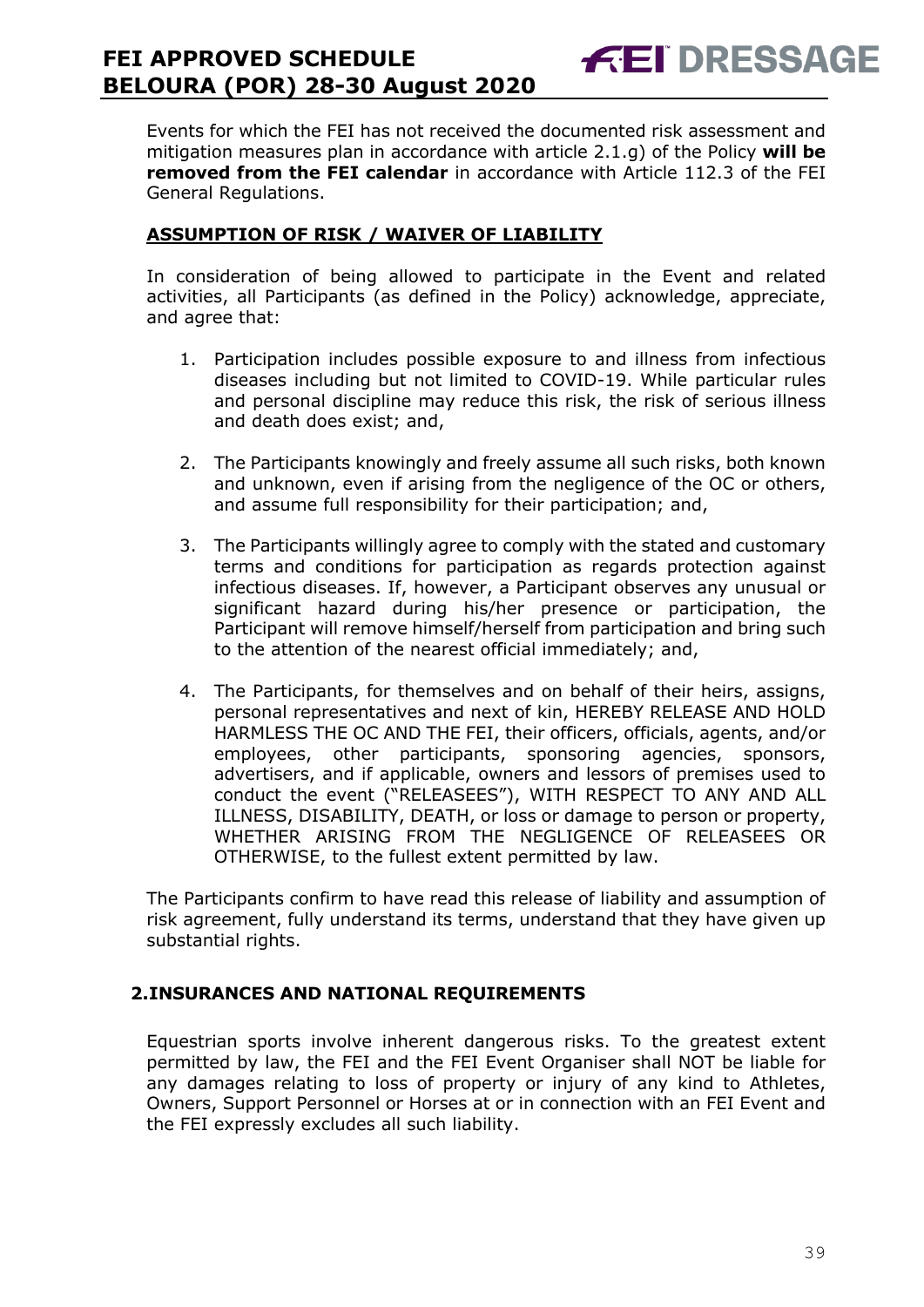Events for which the FEI has not received the documented risk assessment and mitigation measures plan in accordance with article 2.1.g) of the Policy **will be removed from the FEI calendar** in accordance with Article 112.3 of the FEI General Regulations.

**ASSUMPTION OF RISK / WAIVER OF LIABILITY**

In consideration of being allowed to participate in the Event and related activities, all Participants (as defined in the Policy) acknowledge, appreciate, and agree that:

1. Participation includes possible exposure to and illness from infectious diseases including but not limited to COVID-19. While particular rules and personal discipline may reduce this risk, the risk of serious illness and death does exist; and,

2. The Participants knowingly and freely assume all such risks, both known and unknown, even if arising from the negligence of the OC or others, and assume full responsibility for their participation; and,

3. The Participants willingly agree to comply with the stated and customary terms and conditions for participation as regards protection against infectious diseases. If, however, a Participant observes any unusual or significant hazard during his/her presence or participation, the Participant will remove himself/herself from participation and bring such to the attention of the nearest official immediately; and,

4. The Participants, for themselves and on behalf of their heirs, assigns, personal representatives and next of kin, HEREBY RELEASE AND HOLD HARMLESS THE OC AND THE FEI, their officers, officials, agents, and/or employees, other participants, sponsoring agencies, sponsors, advertisers, and if applicable, owners and lessors of premises used to conduct the event ("RELEASEES"), WITH RESPECT TO ANY AND ALL ILLNESS, DISABILITY, DEATH, or loss or damage to person or property, WHETHER ARISING FROM THE NEGLIGENCE OF RELEASEES OR OTHERWISE, to the fullest extent permitted by law.

The Participants confirm to have read this release of liability and assumption of risk agreement, fully understand its terms, understand that they have given up substantial rights.

## 2. INSURANCES AND NATIONAL REQUIREMENTS

Equestrian sports involve inherent dangerous risks. To the greatest extent permitted by law, the FEI and the FEI Event Organiser shall NOT be liable for any damages relating to loss of property or injury of any kind to Athletes, Owners, Support Personnel or Horses at or in connection with an FEI Event and the FEI expressly excludes all such liability.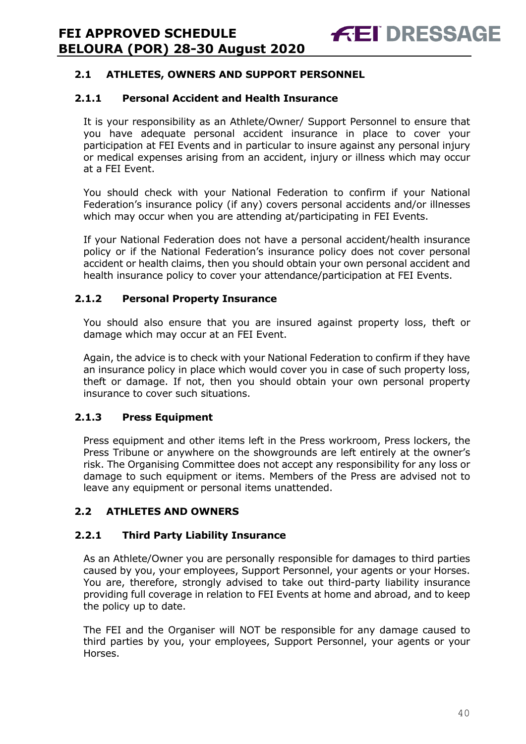### 2.1 ATHLETES, OWNERS AND SUPPORT PERSONNEL

#### 2.1.1 Personal Accident and Health Insurance

It is your responsibility as an Athlete/Owner/ Support Personnel to ensure that you have adequate personal accident insurance in place to cover your participation at FEI Events and in particular to insure against any personal injury or medical expenses arising from an accident, injury or illness which may occur at a FEI Event.

You should check with your National Federation to confirm if your National Federation's insurance policy (if any) covers personal accidents and/or illnesses which may occur when you are attending at/participating in FEI Events.

If your National Federation does not have a personal accident/health insurance policy or if the National Federation's insurance policy does not cover personal accident or health claims, then you should obtain your own personal accident and health insurance policy to cover your attendance/participation at FEI Events.

#### 2.1.2 Personal Property Insurance

You should also ensure that you are insured against property loss, theft or damage which may occur at an FEI Event.

Again, the advice is to check with your National Federation to confirm if they have an insurance policy in place which would cover you in case of such property loss, theft or damage. If not, then you should obtain your own personal property insurance to cover such situations.

#### 2.1.3 Press Equipment

Press equipment and other items left in the Press workroom, Press lockers, the Press Tribune or anywhere on the showgrounds are left entirely at the owner's risk. The Organising Committee does not accept any responsibility for any loss or damage to such equipment or items. Members of the Press are advised not to leave any equipment or personal items unattended.

### 2.2 ATHLETES AND OWNERS

#### 2.2.1 Third Party Liability Insurance

As an Athlete/Owner you are personally responsible for damages to third parties caused by you, your employees, Support Personnel, your agents or your Horses. You are, therefore, strongly advised to take out third-party liability insurance providing full coverage in relation to FEI Events at home and abroad, and to keep the policy up to date.

The FEI and the Organiser will NOT be responsible for any damage caused to third parties by you, your employees, Support Personnel, your agents or your Horses.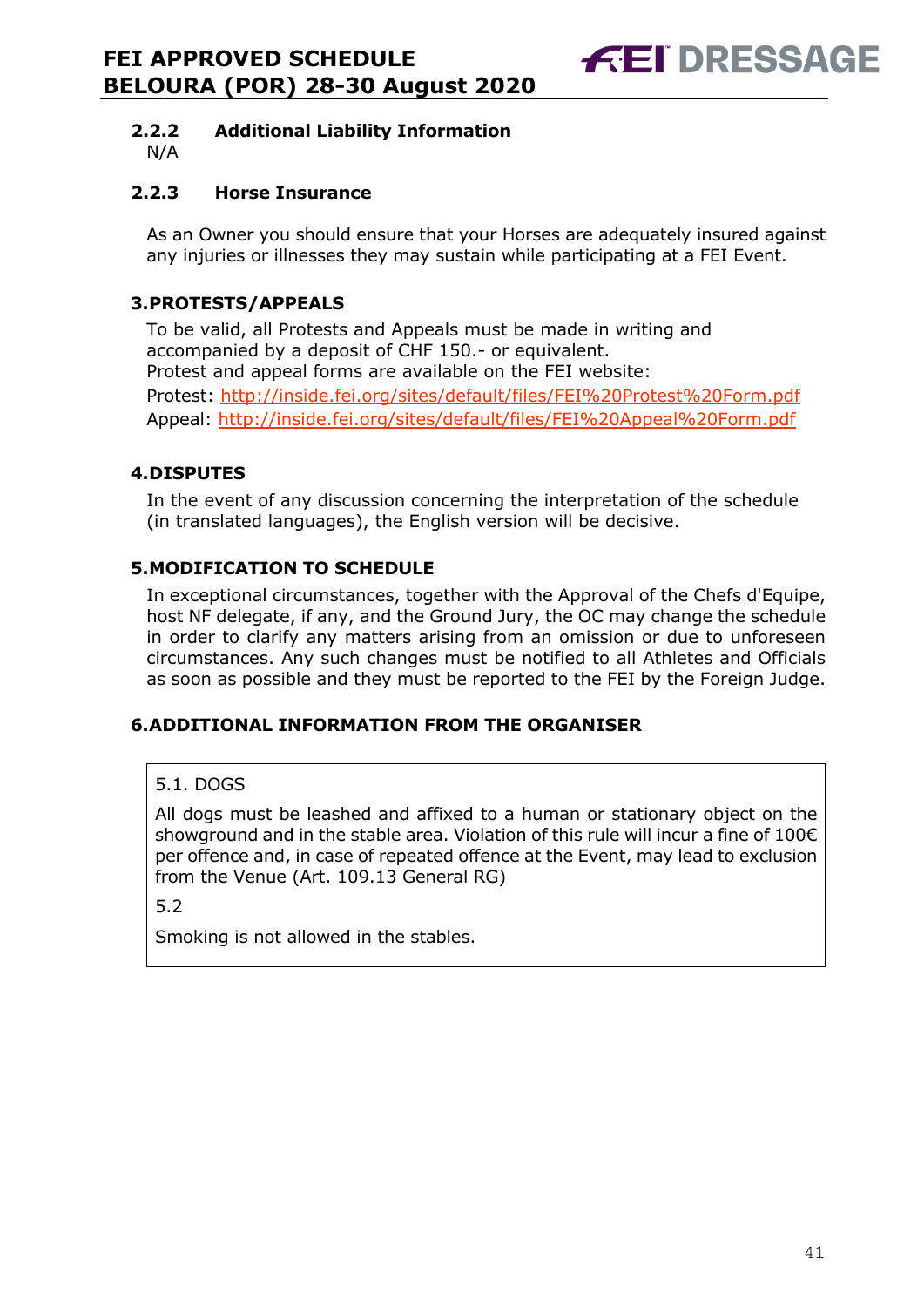### 2.2.2 Additional Liability Information

N/A

### 2.2.3 Horse Insurance

As an Owner you should ensure that your Horses are adequately insured against any injuries or illnesses they may sustain while participating at a FEI Event.

## 3. PROTESTS/APPEALS

To be valid, all Protests and Appeals must be made in writing and accompanied by a deposit of CHF 150.- or equivalent.
Protest and appeal forms are available on the FEI website:
Protest: http://inside.fei.org/sites/default/files/FEI%20Protest%20Form.pdf
Appeal: http://inside.fei.org/sites/default/files/FEI%20Appeal%20Form.pdf

## 4. DISPUTES

In the event of any discussion concerning the interpretation of the schedule (in translated languages), the English version will be decisive.

## 5. MODIFICATION TO SCHEDULE

In exceptional circumstances, together with the Approval of the Chefs d'Equipe, host NF delegate, if any, and the Ground Jury, the OC may change the schedule in order to clarify any matters arising from an omission or due to unforeseen circumstances. Any such changes must be notified to all Athletes and Officials as soon as possible and they must be reported to the FEI by the Foreign Judge.

## 6. ADDITIONAL INFORMATION FROM THE ORGANISER

5.1. DOGS

All dogs must be leashed and affixed to a human or stationary object on the showground and in the stable area. Violation of this rule will incur a fine of 100€ per offence and, in case of repeated offence at the Event, may lead to exclusion from the Venue (Art. 109.13 General RG)

5.2

Smoking is not allowed in the stables.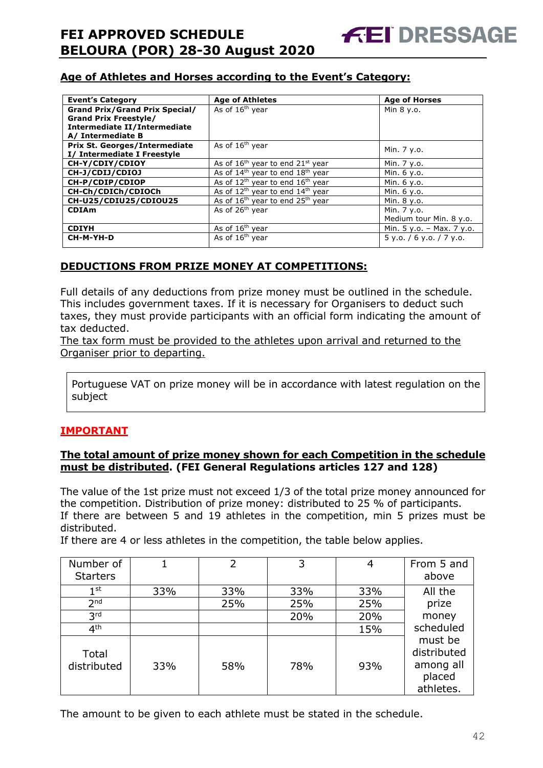## Age of Athletes and Horses according to the Event's Category:

| Event's Category | Age of Athletes | Age of Horses |
|---|---|---|
| **Grand Prix/Grand Prix Special/ Grand Prix Freestyle/ Intermediate II/Intermediate A/ Intermediate B** | As of 16th year | Min 8 y.o. |
| **Prix St. Georges/Intermediate I/ Intermediate I Freestyle** | As of 16th year | Min. 7 y.o. |
| **CH-Y/CDIY/CDIOY** | As of 16th year to end 21st year | Min. 7 y.o. |
| **CH-J/CDIJ/CDIOJ** | As of 14th year to end 18th year | Min. 6 y.o. |
| **CH-P/CDIP/CDIOP** | As of 12th year to end 16th year | Min. 6 y.o. |
| **CH-Ch/CDICh/CDIOCh** | As of 12th year to end 14th year | Min. 6 y.o. |
| **CH-U25/CDIU25/CDIOU25** | As of 16th year to end 25th year | Min. 8 y.o. |
| **CDIAm** | As of 26th year | Min. 7 y.o. Medium tour Min. 8 y.o. |
| **CDIYH** | As of 16th year | Min. 5 y.o. – Max. 7 y.o. |
| **CH-M-YH-D** | As of 16th year | 5 y.o. / 6 y.o. / 7 y.o. |

## DEDUCTIONS FROM PRIZE MONEY AT COMPETITIONS:

Full details of any deductions from prize money must be outlined in the schedule. This includes government taxes. If it is necessary for Organisers to deduct such taxes, they must provide participants with an official form indicating the amount of tax deducted.

The tax form must be provided to the athletes upon arrival and returned to the Organiser prior to departing.

Portuguese VAT on prize money will be in accordance with latest regulation on the subject

## IMPORTANT

**The total amount of prize money shown for each Competition in the schedule must be distributed. (FEI General Regulations articles 127 and 128)**

The value of the 1st prize must not exceed 1/3 of the total prize money announced for the competition. Distribution of prize money: distributed to 25 % of participants.

If there are between 5 and 19 athletes in the competition, min 5 prizes must be distributed.

If there are 4 or less athletes in the competition, the table below applies.

| Number of Starters | 1 | 2 | 3 | 4 | From 5 and above |
|---|---|---|---|---|---|
| 1st | 33% | 33% | 33% | 33% | All the prize money scheduled must be distributed among all placed athletes. |
| 2nd | | 25% | 25% | 25% | |
| 3rd | | | 20% | 20% | |
| 4th | | | | 15% | |
| Total distributed | 33% | 58% | 78% | 93% | |

The amount to be given to each athlete must be stated in the schedule.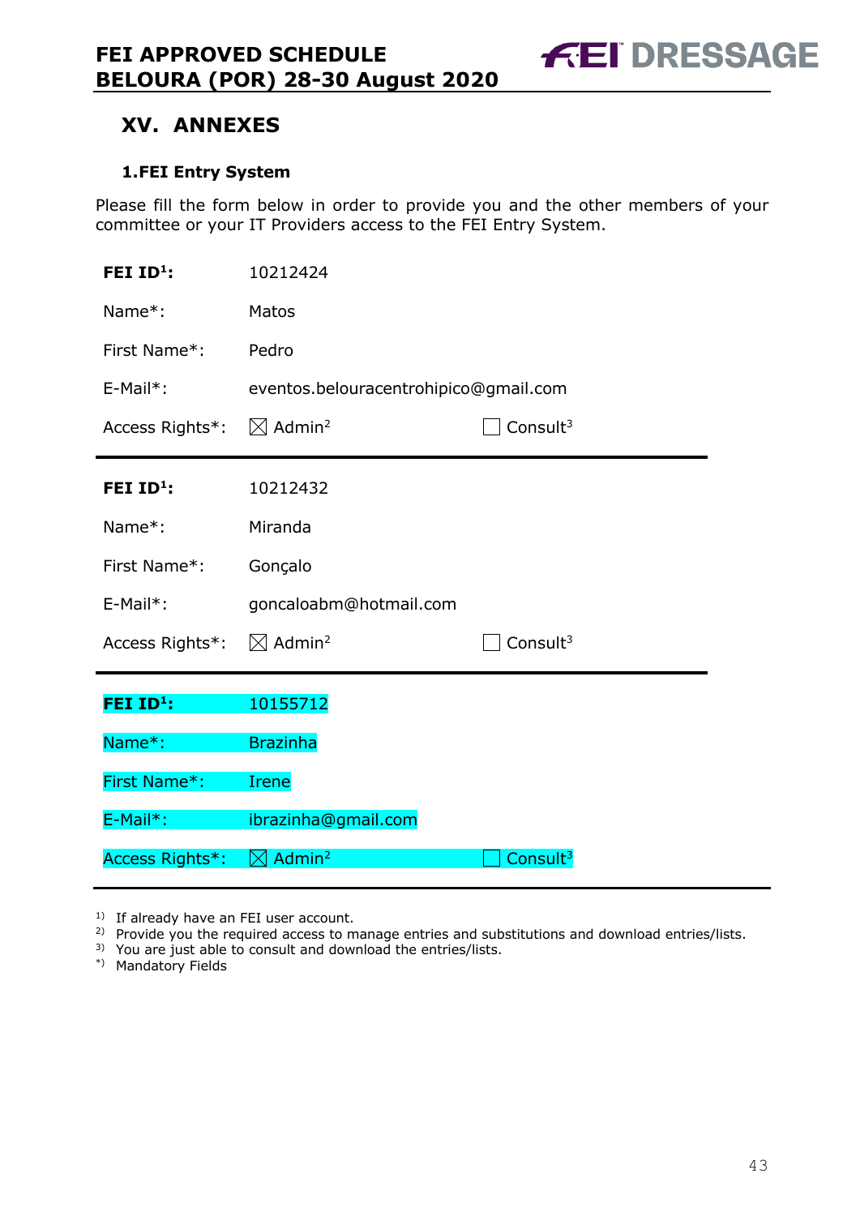# XV. ANNEXES

## 1. FEI Entry System

Please fill the form below in order to provide you and the other members of your committee or your IT Providers access to the FEI Entry System.

| | | |
|---|---|---|
| **FEI ID[1]:** | 10212424 | |
| Name*: | Matos | |
| First Name*: | Pedro | |
| E-Mail*: | eventos.belouracentrohipico@gmail.com | |
| Access Rights*: | ☒ Admin[2] | ☐ Consult[3] |

| | | |
|---|---|---|
| **FEI ID[1]:** | 10212432 | |
| Name*: | Miranda | |
| First Name*: | Gonçalo | |
| E-Mail*: | goncaloabm@hotmail.com | |
| Access Rights*: | ☒ Admin[2] | ☐ Consult[3] |

| | | |
|---|---|---|
| **FEI ID[1]:** | 10155712 | |
| Name*: | Brazinha | |
| First Name*: | Irene | |
| E-Mail*: | ibrazinha@gmail.com | |
| Access Rights*: | ☒ Admin[2] | ☐ Consult[3] |

1) If already have an FEI user account.
2) Provide you the required access to manage entries and substitutions and download entries/lists.
3) You are just able to consult and download the entries/lists.
*) Mandatory Fields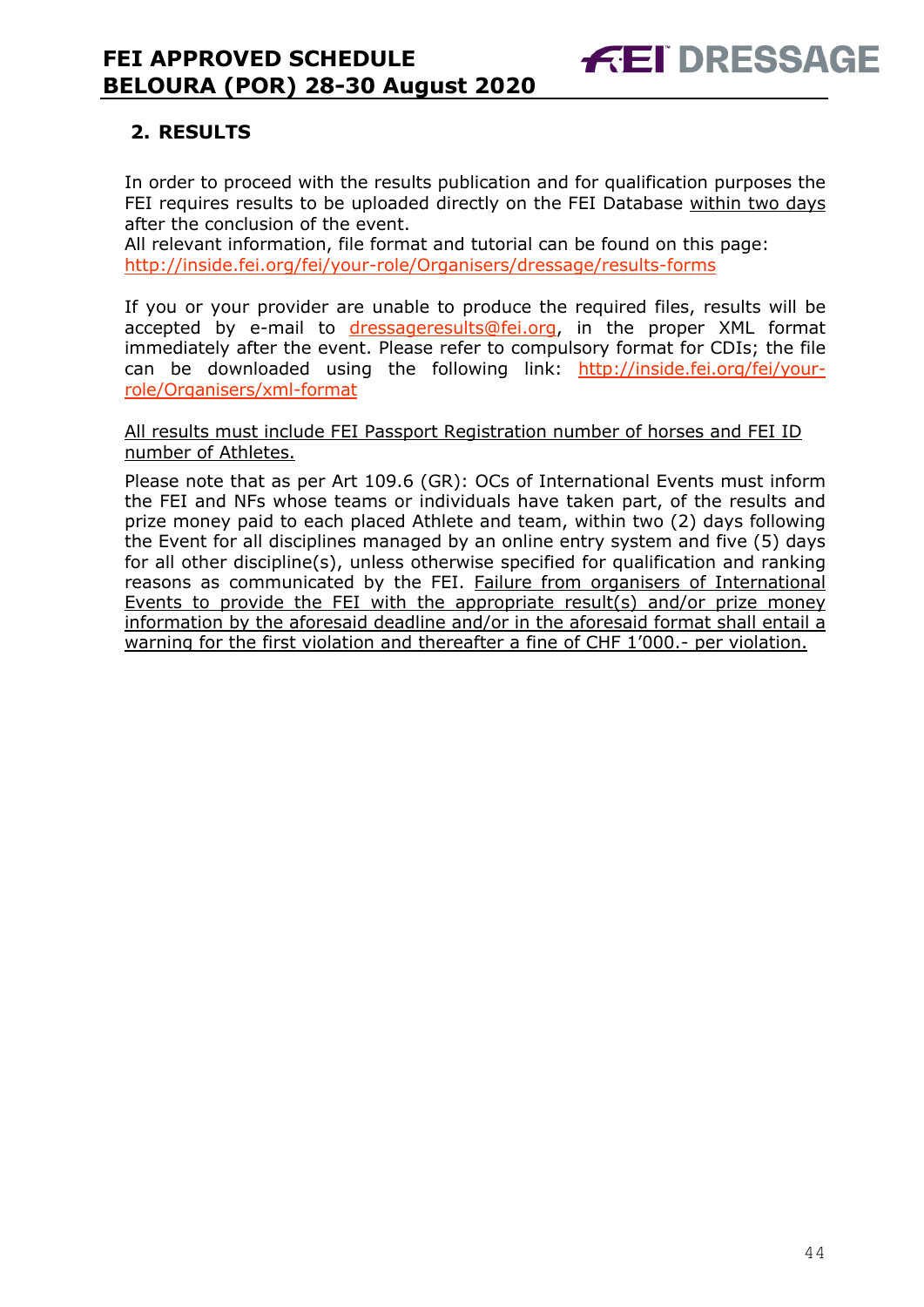## 2. RESULTS

In order to proceed with the results publication and for qualification purposes the FEI requires results to be uploaded directly on the FEI Database within two days after the conclusion of the event.
All relevant information, file format and tutorial can be found on this page: http://inside.fei.org/fei/your-role/Organisers/dressage/results-forms

If you or your provider are unable to produce the required files, results will be accepted by e-mail to dressageresults@fei.org, in the proper XML format immediately after the event. Please refer to compulsory format for CDIs; the file can be downloaded using the following link: http://inside.fei.org/fei/your-role/Organisers/xml-format

All results must include FEI Passport Registration number of horses and FEI ID number of Athletes.

Please note that as per Art 109.6 (GR): OCs of International Events must inform the FEI and NFs whose teams or individuals have taken part, of the results and prize money paid to each placed Athlete and team, within two (2) days following the Event for all disciplines managed by an online entry system and five (5) days for all other discipline(s), unless otherwise specified for qualification and ranking reasons as communicated by the FEI. Failure from organisers of International Events to provide the FEI with the appropriate result(s) and/or prize money information by the aforesaid deadline and/or in the aforesaid format shall entail a warning for the first violation and thereafter a fine of CHF 1'000.- per violation.